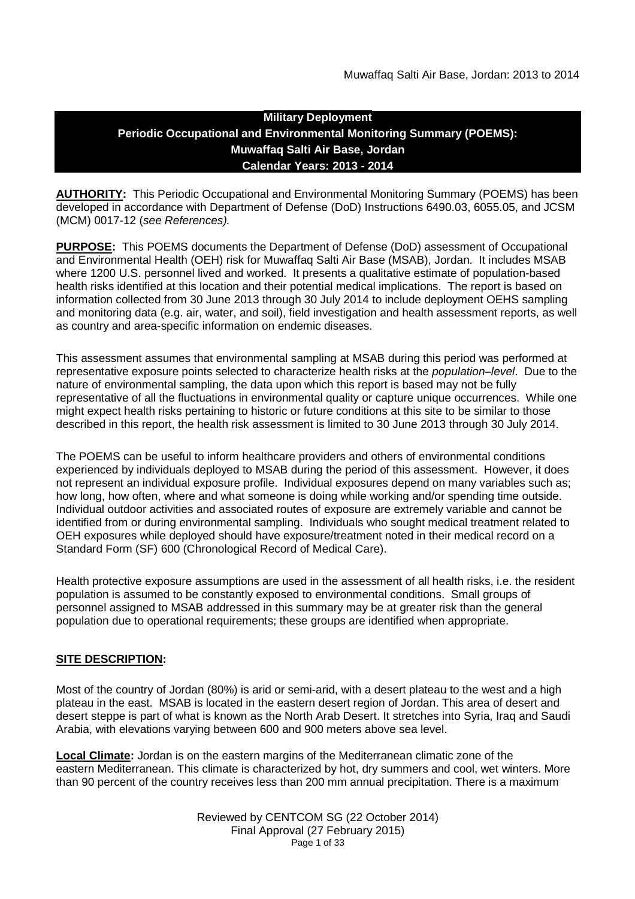# Military Deployment
# Periodic Occupational and Environmental Monitoring Summary (POEMS): Muwaffaq Salti Air Base, Jordan
# Calendar Years: 2013 - 2014

**AUTHORITY:** This Periodic Occupational and Environmental Monitoring Summary (POEMS) has been developed in accordance with Department of Defense (DoD) Instructions 6490.03, 6055.05, and JCSM (MCM) 0017-12 (*see References).*

**PURPOSE:** This POEMS documents the Department of Defense (DoD) assessment of Occupational and Environmental Health (OEH) risk for Muwaffaq Salti Air Base (MSAB), Jordan. It includes MSAB where 1200 U.S. personnel lived and worked. It presents a qualitative estimate of population-based health risks identified at this location and their potential medical implications. The report is based on information collected from 30 June 2013 through 30 July 2014 to include deployment OEHS sampling and monitoring data (e.g. air, water, and soil), field investigation and health assessment reports, as well as country and area-specific information on endemic diseases.

This assessment assumes that environmental sampling at MSAB during this period was performed at representative exposure points selected to characterize health risks at the *population–level*. Due to the nature of environmental sampling, the data upon which this report is based may not be fully representative of all the fluctuations in environmental quality or capture unique occurrences. While one might expect health risks pertaining to historic or future conditions at this site to be similar to those described in this report, the health risk assessment is limited to 30 June 2013 through 30 July 2014.

The POEMS can be useful to inform healthcare providers and others of environmental conditions experienced by individuals deployed to MSAB during the period of this assessment. However, it does not represent an individual exposure profile. Individual exposures depend on many variables such as; how long, how often, where and what someone is doing while working and/or spending time outside. Individual outdoor activities and associated routes of exposure are extremely variable and cannot be identified from or during environmental sampling. Individuals who sought medical treatment related to OEH exposures while deployed should have exposure/treatment noted in their medical record on a Standard Form (SF) 600 (Chronological Record of Medical Care).

Health protective exposure assumptions are used in the assessment of all health risks, i.e. the resident population is assumed to be constantly exposed to environmental conditions. Small groups of personnel assigned to MSAB addressed in this summary may be at greater risk than the general population due to operational requirements; these groups are identified when appropriate.

## SITE DESCRIPTION:

Most of the country of Jordan (80%) is arid or semi-arid, with a desert plateau to the west and a high plateau in the east. MSAB is located in the eastern desert region of Jordan. This area of desert and desert steppe is part of what is known as the North Arab Desert. It stretches into Syria, Iraq and Saudi Arabia, with elevations varying between 600 and 900 meters above sea level.

**Local Climate:** Jordan is on the eastern margins of the Mediterranean climatic zone of the eastern Mediterranean. This climate is characterized by hot, dry summers and cool, wet winters. More than 90 percent of the country receives less than 200 mm annual precipitation. There is a maximum

Reviewed by CENTCOM SG (22 October 2014)
Final Approval (27 February 2015)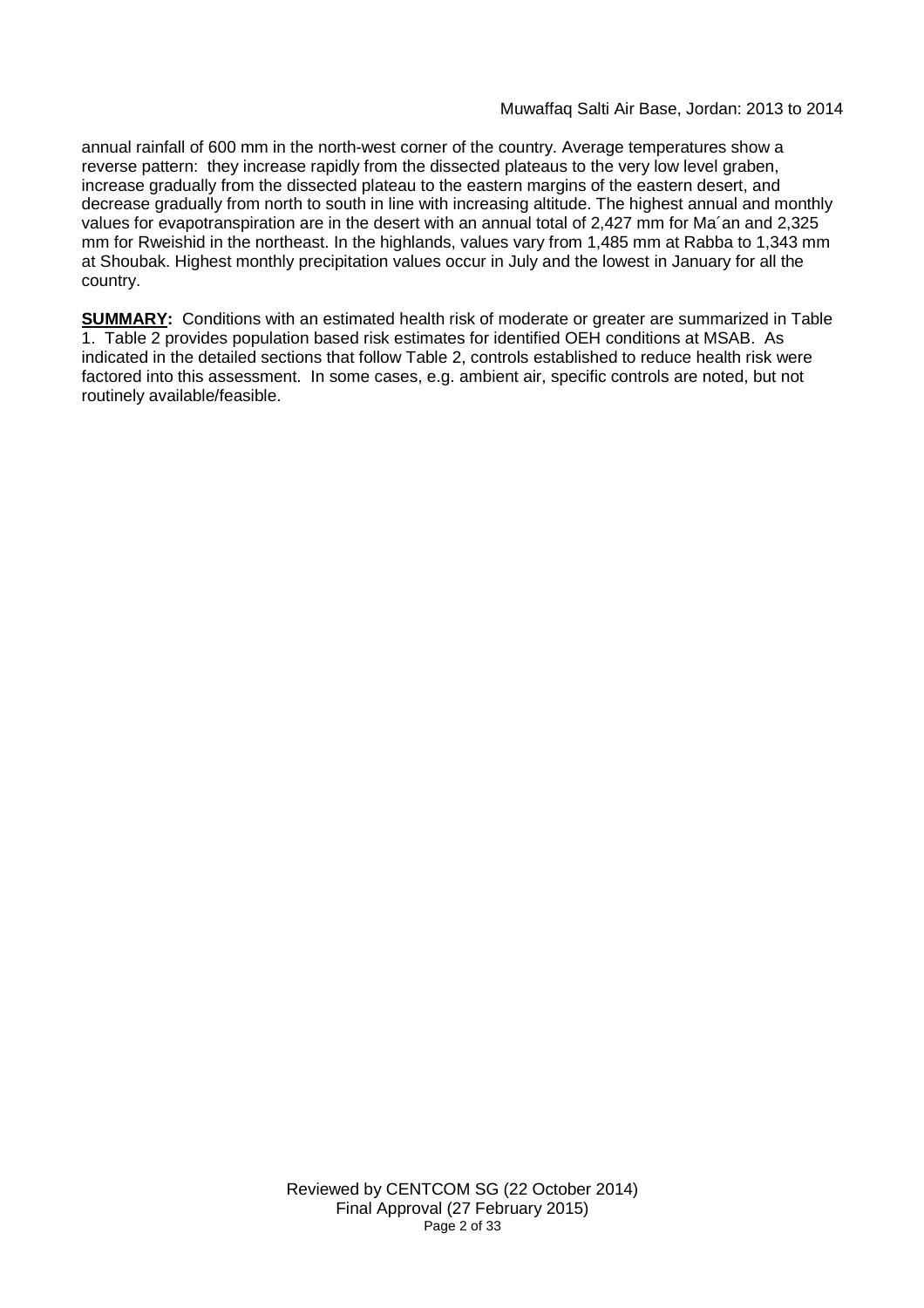annual rainfall of 600 mm in the north-west corner of the country. Average temperatures show a reverse pattern: they increase rapidly from the dissected plateaus to the very low level graben, increase gradually from the dissected plateau to the eastern margins of the eastern desert, and decrease gradually from north to south in line with increasing altitude. The highest annual and monthly values for evapotranspiration are in the desert with an annual total of 2,427 mm for Ma´an and 2,325 mm for Rweishid in the northeast. In the highlands, values vary from 1,485 mm at Rabba to 1,343 mm at Shoubak. Highest monthly precipitation values occur in July and the lowest in January for all the country.

**SUMMARY:** Conditions with an estimated health risk of moderate or greater are summarized in Table 1. Table 2 provides population based risk estimates for identified OEH conditions at MSAB. As indicated in the detailed sections that follow Table 2, controls established to reduce health risk were factored into this assessment. In some cases, e.g. ambient air, specific controls are noted, but not routinely available/feasible.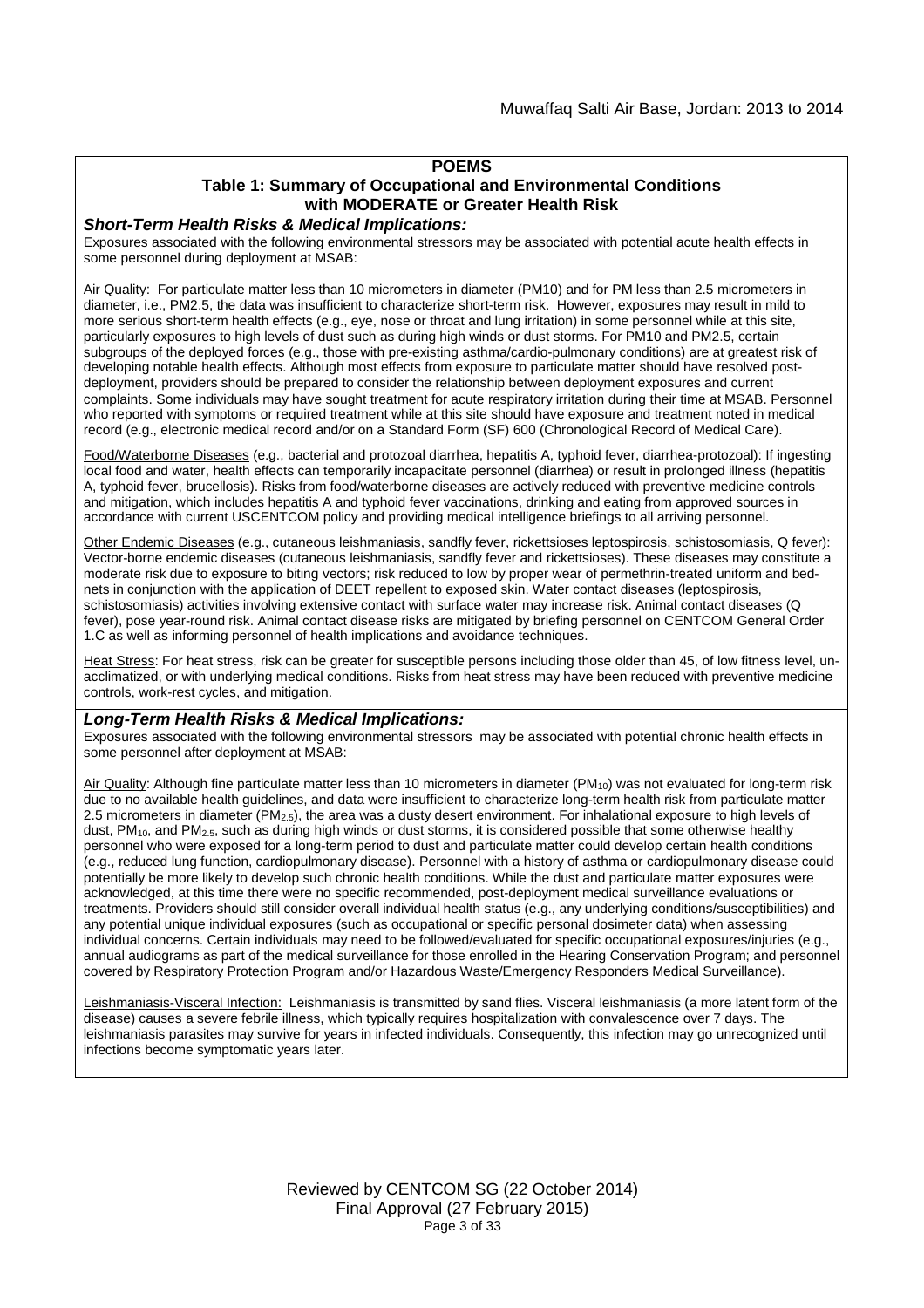**POEMS**

**Table 1: Summary of Occupational and Environmental Conditions with MODERATE or Greater Health Risk**

***Short-Term Health Risks & Medical Implications:***

Exposures associated with the following environmental stressors may be associated with potential acute health effects in some personnel during deployment at MSAB:

Air Quality: For particulate matter less than 10 micrometers in diameter (PM10) and for PM less than 2.5 micrometers in diameter, i.e., PM2.5, the data was insufficient to characterize short-term risk. However, exposures may result in mild to more serious short-term health effects (e.g., eye, nose or throat and lung irritation) in some personnel while at this site, particularly exposures to high levels of dust such as during high winds or dust storms. For PM10 and PM2.5, certain subgroups of the deployed forces (e.g., those with pre-existing asthma/cardio-pulmonary conditions) are at greatest risk of developing notable health effects. Although most effects from exposure to particulate matter should have resolved post-deployment, providers should be prepared to consider the relationship between deployment exposures and current complaints. Some individuals may have sought treatment for acute respiratory irritation during their time at MSAB. Personnel who reported with symptoms or required treatment while at this site should have exposure and treatment noted in medical record (e.g., electronic medical record and/or on a Standard Form (SF) 600 (Chronological Record of Medical Care).

Food/Waterborne Diseases (e.g., bacterial and protozoal diarrhea, hepatitis A, typhoid fever, diarrhea-protozoal): If ingesting local food and water, health effects can temporarily incapacitate personnel (diarrhea) or result in prolonged illness (hepatitis A, typhoid fever, brucellosis). Risks from food/waterborne diseases are actively reduced with preventive medicine controls and mitigation, which includes hepatitis A and typhoid fever vaccinations, drinking and eating from approved sources in accordance with current USCENTCOM policy and providing medical intelligence briefings to all arriving personnel.

Other Endemic Diseases (e.g., cutaneous leishmaniasis, sandfly fever, rickettsioses leptospirosis, schistosomiasis, Q fever): Vector-borne endemic diseases (cutaneous leishmaniasis, sandfly fever and rickettsioses). These diseases may constitute a moderate risk due to exposure to biting vectors; risk reduced to low by proper wear of permethrin-treated uniform and bed-nets in conjunction with the application of DEET repellent to exposed skin. Water contact diseases (leptospirosis, schistosomiasis) activities involving extensive contact with surface water may increase risk. Animal contact diseases (Q fever), pose year-round risk. Animal contact disease risks are mitigated by briefing personnel on CENTCOM General Order 1.C as well as informing personnel of health implications and avoidance techniques.

Heat Stress: For heat stress, risk can be greater for susceptible persons including those older than 45, of low fitness level, un-acclimatized, or with underlying medical conditions. Risks from heat stress may have been reduced with preventive medicine controls, work-rest cycles, and mitigation.

***Long-Term Health Risks & Medical Implications:***

Exposures associated with the following environmental stressors may be associated with potential chronic health effects in some personnel after deployment at MSAB:

Air Quality: Although fine particulate matter less than 10 micrometers in diameter ($PM_{10}$) was not evaluated for long-term risk due to no available health guidelines, and data were insufficient to characterize long-term health risk from particulate matter 2.5 micrometers in diameter ($PM_{2.5}$), the area was a dusty desert environment. For inhalational exposure to high levels of dust, $PM_{10}$, and $PM_{2.5}$, such as during high winds or dust storms, it is considered possible that some otherwise healthy personnel who were exposed for a long-term period to dust and particulate matter could develop certain health conditions (e.g., reduced lung function, cardiopulmonary disease). Personnel with a history of asthma or cardiopulmonary disease could potentially be more likely to develop such chronic health conditions. While the dust and particulate matter exposures were acknowledged, at this time there were no specific recommended, post-deployment medical surveillance evaluations or treatments. Providers should still consider overall individual health status (e.g., any underlying conditions/susceptibilities) and any potential unique individual exposures (such as occupational or specific personal dosimeter data) when assessing individual concerns. Certain individuals may need to be followed/evaluated for specific occupational exposures/injuries (e.g., annual audiograms as part of the medical surveillance for those enrolled in the Hearing Conservation Program; and personnel covered by Respiratory Protection Program and/or Hazardous Waste/Emergency Responders Medical Surveillance).

Leishmaniasis-Visceral Infection: Leishmaniasis is transmitted by sand flies. Visceral leishmaniasis (a more latent form of the disease) causes a severe febrile illness, which typically requires hospitalization with convalescence over 7 days. The leishmaniasis parasites may survive for years in infected individuals. Consequently, this infection may go unrecognized until infections become symptomatic years later.

Reviewed by CENTCOM SG (22 October 2014)
Final Approval (27 February 2015)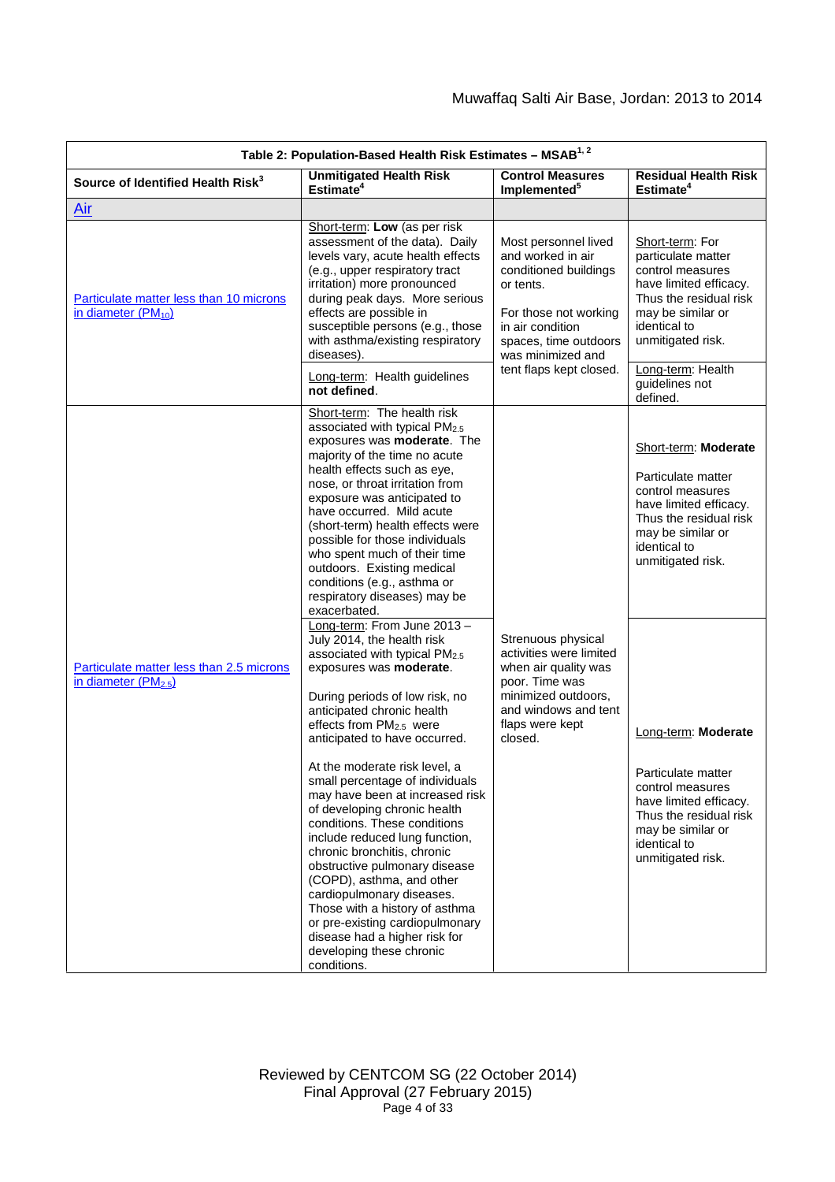**Table 2: Population-Based Health Risk Estimates – MSAB[1, 2]**

| Source of Identified Health Risk[3] | Unmitigated Health Risk Estimate[4] | Control Measures Implemented[5] | Residual Health Risk Estimate[4] |
|---|---|---|---|
| Air | | | |
| Particulate matter less than 10 microns in diameter ($PM_{10}$) | Short-term: **Low** (as per risk assessment of the data). Daily levels vary, acute health effects (e.g., upper respiratory tract irritation) more pronounced during peak days. More serious effects are possible in susceptible persons (e.g., those with asthma/existing respiratory diseases). | Most personnel lived and worked in air conditioned buildings or tents.<br><br>For those not working in air condition spaces, time outdoors was minimized and tent flaps kept closed. | Short-term: For particulate matter control measures have limited efficacy. Thus the residual risk may be similar or identical to unmitigated risk. |
| | Long-term: Health guidelines **not defined**. | | Long-term: Health guidelines not defined. |
| Particulate matter less than 2.5 microns in diameter ($PM_{2.5}$) | Short-term: The health risk associated with typical $PM_{2.5}$ exposures was **moderate**. The majority of the time no acute health effects such as eye, nose, or throat irritation from exposure was anticipated to have occurred. Mild acute (short-term) health effects were possible for those individuals who spent much of their time outdoors. Existing medical conditions (e.g., asthma or respiratory diseases) may be exacerbated. | Strenuous physical activities were limited when air quality was poor. Time was minimized outdoors, and windows and tent flaps were kept closed. | Short-term: **Moderate**<br><br>Particulate matter control measures have limited efficacy. Thus the residual risk may be similar or identical to unmitigated risk. |
| | Long-term: From June 2013 – July 2014, the health risk associated with typical $PM_{2.5}$ exposures was **moderate**.<br><br>During periods of low risk, no anticipated chronic health effects from $PM_{2.5}$ were anticipated to have occurred.<br><br>At the moderate risk level, a small percentage of individuals may have been at increased risk of developing chronic health conditions. These conditions include reduced lung function, chronic bronchitis, chronic obstructive pulmonary disease (COPD), asthma, and other cardiopulmonary diseases. Those with a history of asthma or pre-existing cardiopulmonary disease had a higher risk for developing these chronic conditions. | | Long-term: **Moderate**<br><br>Particulate matter control measures have limited efficacy. Thus the residual risk may be similar or identical to unmitigated risk. |

Reviewed by CENTCOM SG (22 October 2014)
Final Approval (27 February 2015)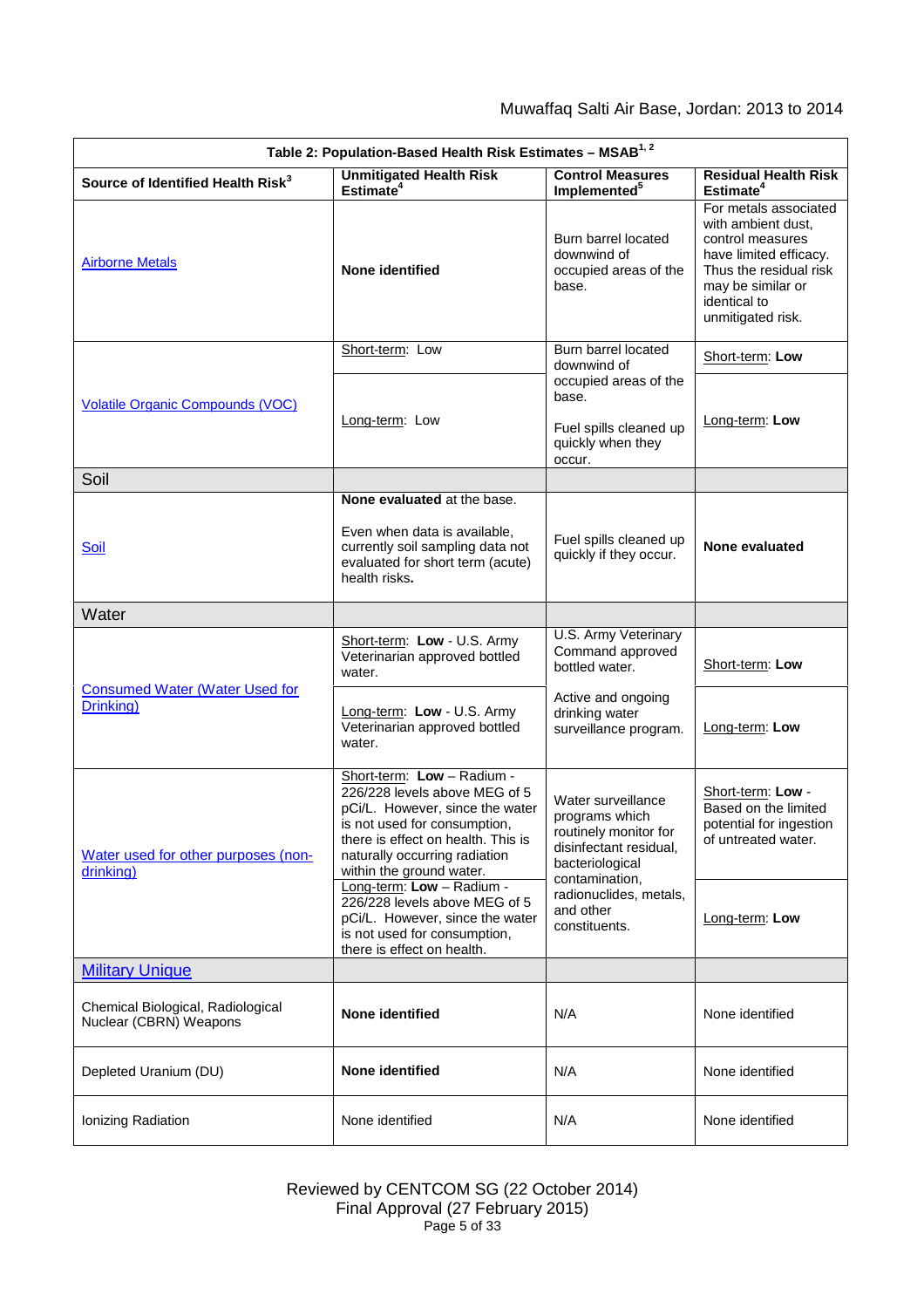| Table 2: Population-Based Health Risk Estimates – MSAB[1, 2] | | | |
|---|---|---|---|
| **Source of Identified Health Risk[3]** | **Unmitigated Health Risk Estimate[4]** | **Control Measures Implemented[5]** | **Residual Health Risk Estimate[4]** |
| Airborne Metals | **None identified** | Burn barrel located downwind of occupied areas of the base. | For metals associated with ambient dust, control measures have limited efficacy. Thus the residual risk may be similar or identical to unmitigated risk. |
| Volatile Organic Compounds (VOC) | Short-term: Low | Burn barrel located downwind of occupied areas of the base. Fuel spills cleaned up quickly when they occur. | Short-term: **Low** |
| | Long-term: Low | | Long-term: **Low** |
| Soil | | | |
| Soil | **None evaluated** at the base. Even when data is available, currently soil sampling data not evaluated for short term (acute) health risks. | Fuel spills cleaned up quickly if they occur. | **None evaluated** |
| Water | | | |
| Consumed Water (Water Used for Drinking) | Short-term: **Low** - U.S. Army Veterinarian approved bottled water. | U.S. Army Veterinary Command approved bottled water. Active and ongoing drinking water surveillance program. | Short-term: **Low** |
| | Long-term: **Low** - U.S. Army Veterinarian approved bottled water. | | Long-term: **Low** |
| Water used for other purposes (non-drinking) | Short-term: **Low** – Radium - 226/228 levels above MEG of 5 pCi/L. However, since the water is not used for consumption, there is effect on health. This is naturally occurring radiation within the ground water. | Water surveillance programs which routinely monitor for disinfectant residual, bacteriological contamination, radionuclides, metals, and other constituents. | Short-term: **Low** - Based on the limited potential for ingestion of untreated water. |
| | Long-term: **Low** – Radium - 226/228 levels above MEG of 5 pCi/L. However, since the water is not used for consumption, there is effect on health. | | Long-term: **Low** |
| Military Unique | | | |
| Chemical Biological, Radiological Nuclear (CBRN) Weapons | **None identified** | N/A | None identified |
| Depleted Uranium (DU) | **None identified** | N/A | None identified |
| Ionizing Radiation | None identified | N/A | None identified |

Reviewed by CENTCOM SG (22 October 2014)
Final Approval (27 February 2015)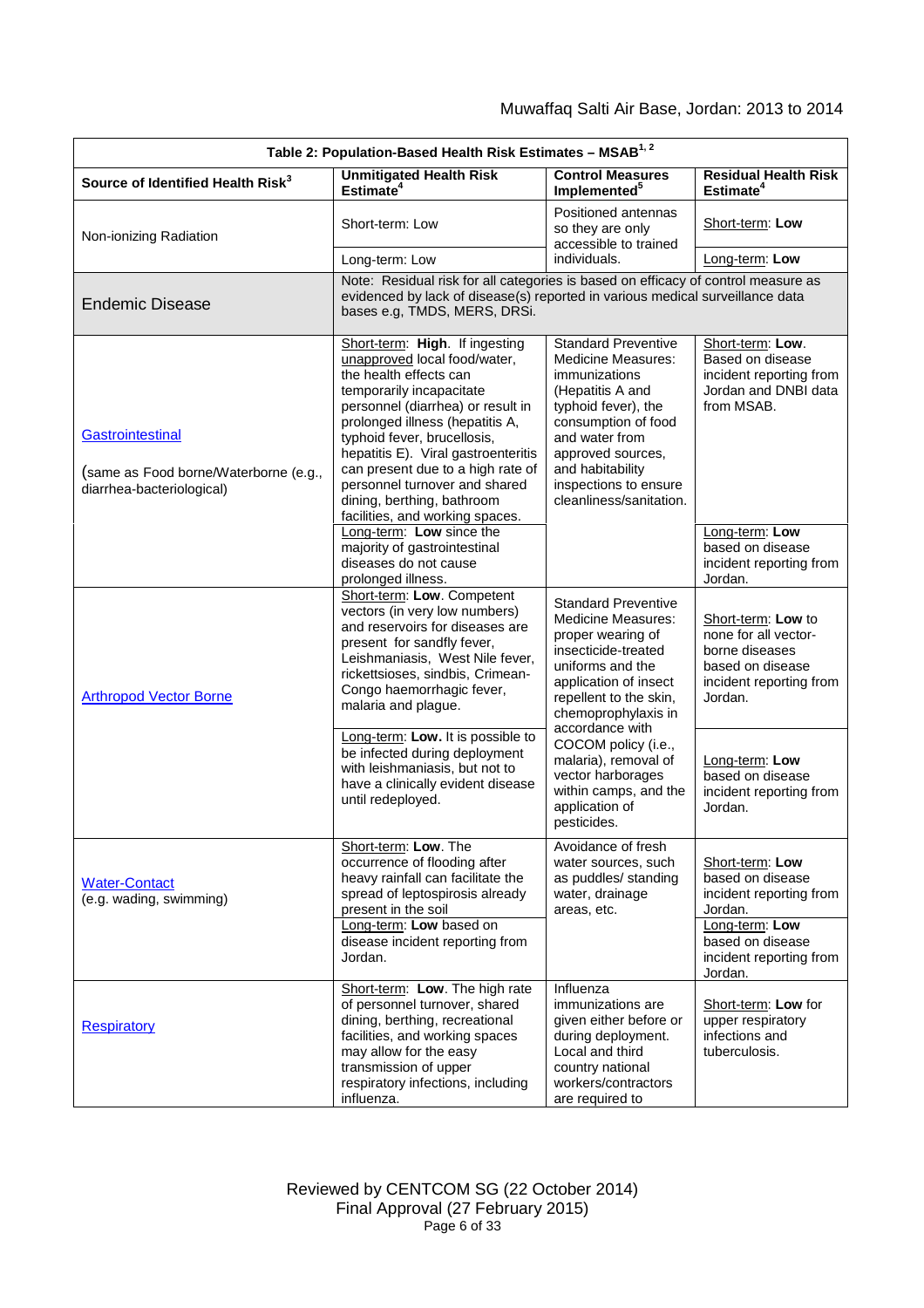| Table 2: Population-Based Health Risk Estimates – MSAB[1, 2] | | | |
|---|---|---|---|
| **Source of Identified Health Risk[3]** | **Unmitigated Health Risk Estimate[4]** | **Control Measures Implemented[5]** | **Residual Health Risk Estimate[4]** |
| Non-ionizing Radiation | Short-term: Low | Positioned antennas so they are only accessible to trained individuals. | Short-term: **Low** |
| | Long-term: Low | | Long-term: **Low** |
| Endemic Disease | Note: Residual risk for all categories is based on efficacy of control measure as evidenced by lack of disease(s) reported in various medical surveillance data bases e.g, TMDS, MERS, DRSi. | | |
| Gastrointestinal (same as Food borne/Waterborne (e.g., diarrhea-bacteriological) | Short-term: **High**. If ingesting unapproved local food/water, the health effects can temporarily incapacitate personnel (diarrhea) or result in prolonged illness (hepatitis A, typhoid fever, brucellosis, hepatitis E). Viral gastroenteritis can present due to a high rate of personnel turnover and shared dining, berthing, bathroom facilities, and working spaces. | Standard Preventive Medicine Measures: immunizations (Hepatitis A and typhoid fever), the consumption of food and water from approved sources, and habitability inspections to ensure cleanliness/sanitation. | Short-term: **Low**. Based on disease incident reporting from Jordan and DNBI data from MSAB. |
| | Long-term: **Low** since the majority of gastrointestinal diseases do not cause prolonged illness. | | Long-term: **Low** based on disease incident reporting from Jordan. |
| Arthropod Vector Borne | Short-term: **Low**. Competent vectors (in very low numbers) and reservoirs for diseases are present for sandfly fever, Leishmaniasis, West Nile fever, rickettsioses, sindbis, Crimean-Congo haemorrhagic fever, malaria and plague. | Standard Preventive Medicine Measures: proper wearing of insecticide-treated uniforms and the application of insect repellent to the skin, chemoprophylaxis in accordance with COCOM policy (i.e., malaria), removal of vector harborages within camps, and the application of pesticides. | Short-term: **Low** to none for all vector-borne diseases based on disease incident reporting from Jordan. |
| | Long-term: **Low.** It is possible to be infected during deployment with leishmaniasis, but not to have a clinically evident disease until redeployed. | | Long-term: **Low** based on disease incident reporting from Jordan. |
| Water-Contact (e.g. wading, swimming) | Short-term: **Low**. The occurrence of flooding after heavy rainfall can facilitate the spread of leptospirosis already present in the soil | Avoidance of fresh water sources, such as puddles/ standing water, drainage areas, etc. | Short-term: **Low** based on disease incident reporting from Jordan. |
| | Long-term: **Low** based on disease incident reporting from Jordan. | | Long-term: **Low** based on disease incident reporting from Jordan. |
| Respiratory | Short-term: **Low**. The high rate of personnel turnover, shared dining, berthing, recreational facilities, and working spaces may allow for the easy transmission of upper respiratory infections, including influenza. | Influenza immunizations are given either before or during deployment. Local and third country national workers/contractors are required to | Short-term: **Low** for upper respiratory infections and tuberculosis. |

Reviewed by CENTCOM SG (22 October 2014)
Final Approval (27 February 2015)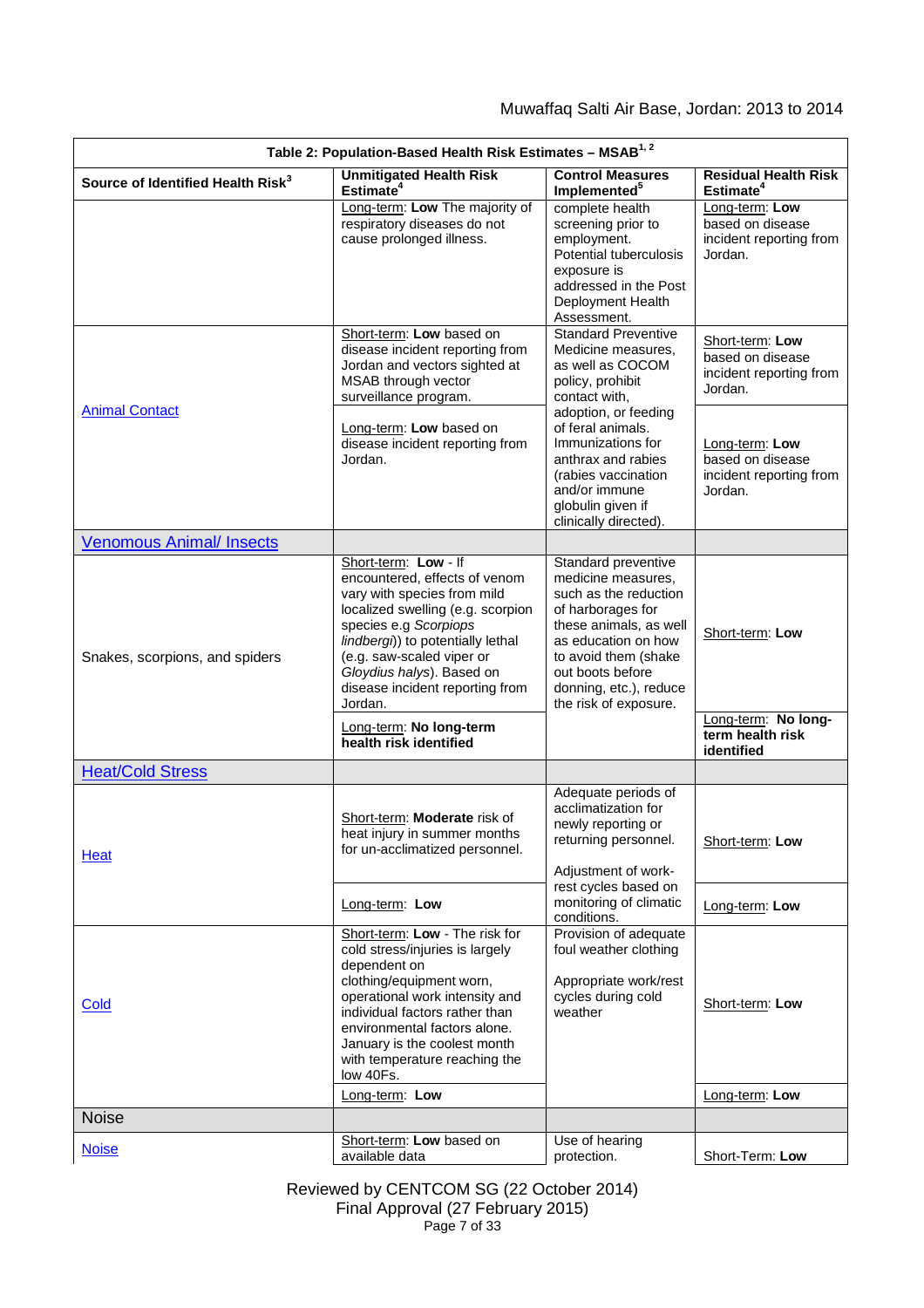| Table 2: Population-Based Health Risk Estimates – MSAB[1, 2] | | | |
|---|---|---|---|
| **Source of Identified Health Risk[3]** | **Unmitigated Health Risk Estimate[4]** | **Control Measures Implemented[5]** | **Residual Health Risk Estimate[4]** |
| | Long-term: **Low** The majority of respiratory diseases do not cause prolonged illness. | complete health screening prior to employment. Potential tuberculosis exposure is addressed in the Post Deployment Health Assessment. | Long-term: **Low** based on disease incident reporting from Jordan. |
| Animal Contact | Short-term: **Low** based on disease incident reporting from Jordan and vectors sighted at MSAB through vector surveillance program. | Standard Preventive Medicine measures, as well as COCOM policy, prohibit contact with, adoption, or feeding of feral animals. Immunizations for anthrax and rabies (rabies vaccination and/or immune globulin given if clinically directed). | Short-term: **Low** based on disease incident reporting from Jordan. |
| | Long-term: **Low** based on disease incident reporting from Jordan. | | Long-term: **Low** based on disease incident reporting from Jordan. |
| Venomous Animal/ Insects | | | |
| Snakes, scorpions, and spiders | Short-term: **Low** - If encountered, effects of venom vary with species from mild localized swelling (e.g. scorpion species e.g *Scorpiops lindbergi*)) to potentially lethal (e.g. saw-scaled viper or *Gloydius halys*). Based on disease incident reporting from Jordan. | Standard preventive medicine measures, such as the reduction of harborages for these animals, as well as education on how to avoid them (shake out boots before donning, etc.), reduce the risk of exposure. | Short-term: **Low** |
| | Long-term: **No long-term health risk identified** | | Long-term: **No long-term health risk identified** |
| Heat/Cold Stress | | | |
| Heat | Short-term: **Moderate** risk of heat injury in summer months for un-acclimatized personnel. | Adequate periods of acclimatization for newly reporting or returning personnel. Adjustment of work-rest cycles based on monitoring of climatic conditions. | Short-term: **Low** |
| | Long-term: **Low** | | Long-term: **Low** |
| Cold | Short-term: **Low** - The risk for cold stress/injuries is largely dependent on clothing/equipment worn, operational work intensity and individual factors rather than environmental factors alone. January is the coolest month with temperature reaching the low 40Fs. | Provision of adequate foul weather clothing Appropriate work/rest cycles during cold weather | Short-term: **Low** |
| | Long-term: **Low** | | Long-term: **Low** |
| Noise | | | |
| Noise | Short-term: **Low** based on available data | Use of hearing protection. | Short-Term: **Low** |

Reviewed by CENTCOM SG (22 October 2014)
Final Approval (27 February 2015)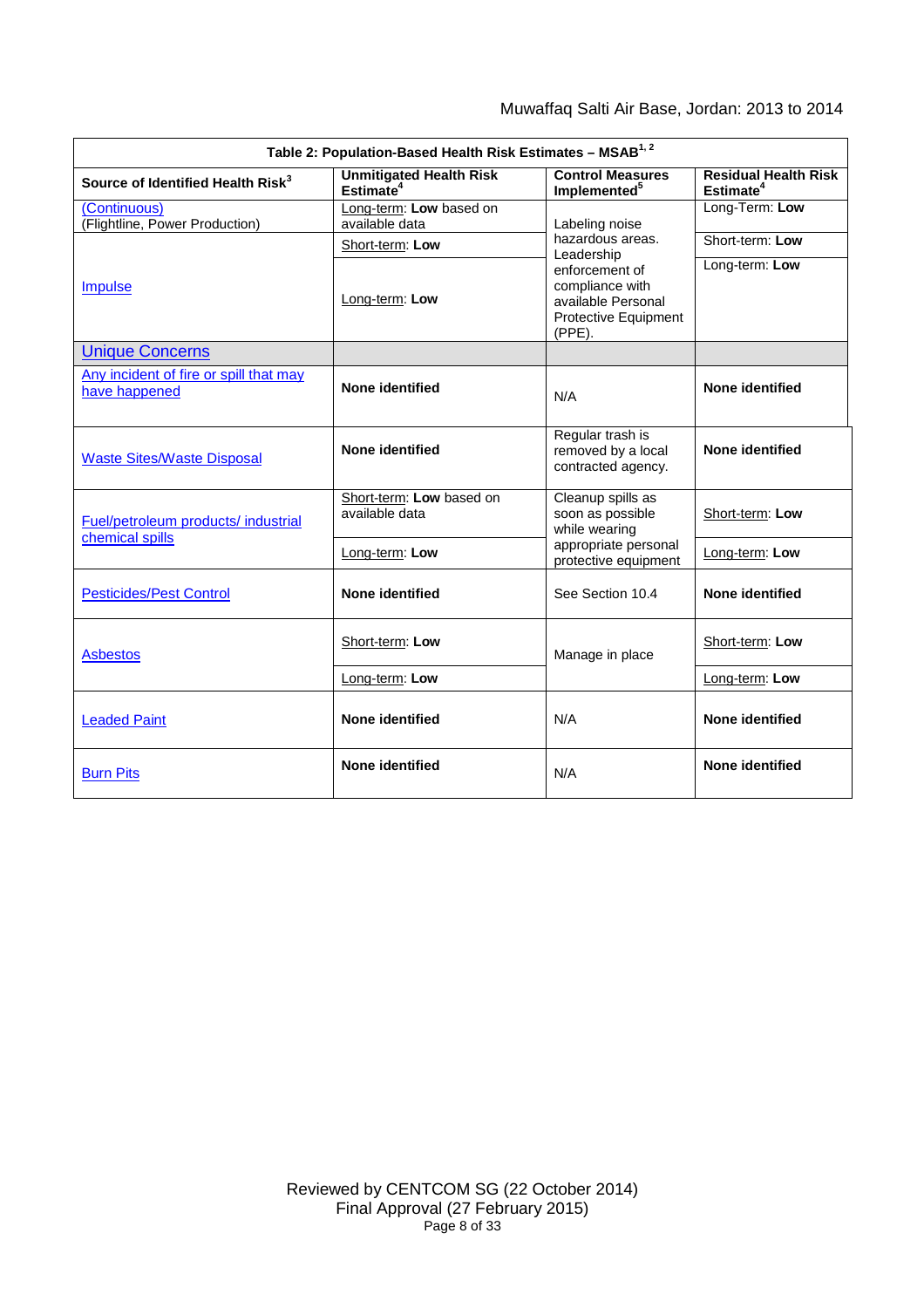| Table 2: Population-Based Health Risk Estimates – MSAB[1, 2] | | | |
|---|---|---|---|
| **Source of Identified Health Risk[3]** | **Unmitigated Health Risk Estimate[4]** | **Control Measures Implemented[5]** | **Residual Health Risk Estimate[4]** |
| (Continuous) (Flightline, Power Production) | Long-term: **Low** based on available data | Labeling noise hazardous areas. Leadership enforcement of compliance with available Personal Protective Equipment (PPE). | Long-Term: **Low** |
| Impulse | Short-term: **Low** | | Short-term: **Low** |
| | Long-term: **Low** | | Long-term: **Low** |
| Unique Concerns | | | |
| Any incident of fire or spill that may have happened | **None identified** | N/A | **None identified** |
| Waste Sites/Waste Disposal | **None identified** | Regular trash is removed by a local contracted agency. | **None identified** |
| Fuel/petroleum products/ industrial chemical spills | Short-term: **Low** based on available data | Cleanup spills as soon as possible while wearing appropriate personal protective equipment | Short-term: **Low** |
| | Long-term: **Low** | | Long-term: **Low** |
| Pesticides/Pest Control | **None identified** | See Section 10.4 | **None identified** |
| Asbestos | Short-term: **Low** | Manage in place | Short-term: **Low** |
| | Long-term: **Low** | | Long-term: **Low** |
| Leaded Paint | **None identified** | N/A | **None identified** |
| Burn Pits | **None identified** | N/A | **None identified** |

Reviewed by CENTCOM SG (22 October 2014)
Final Approval (27 February 2015)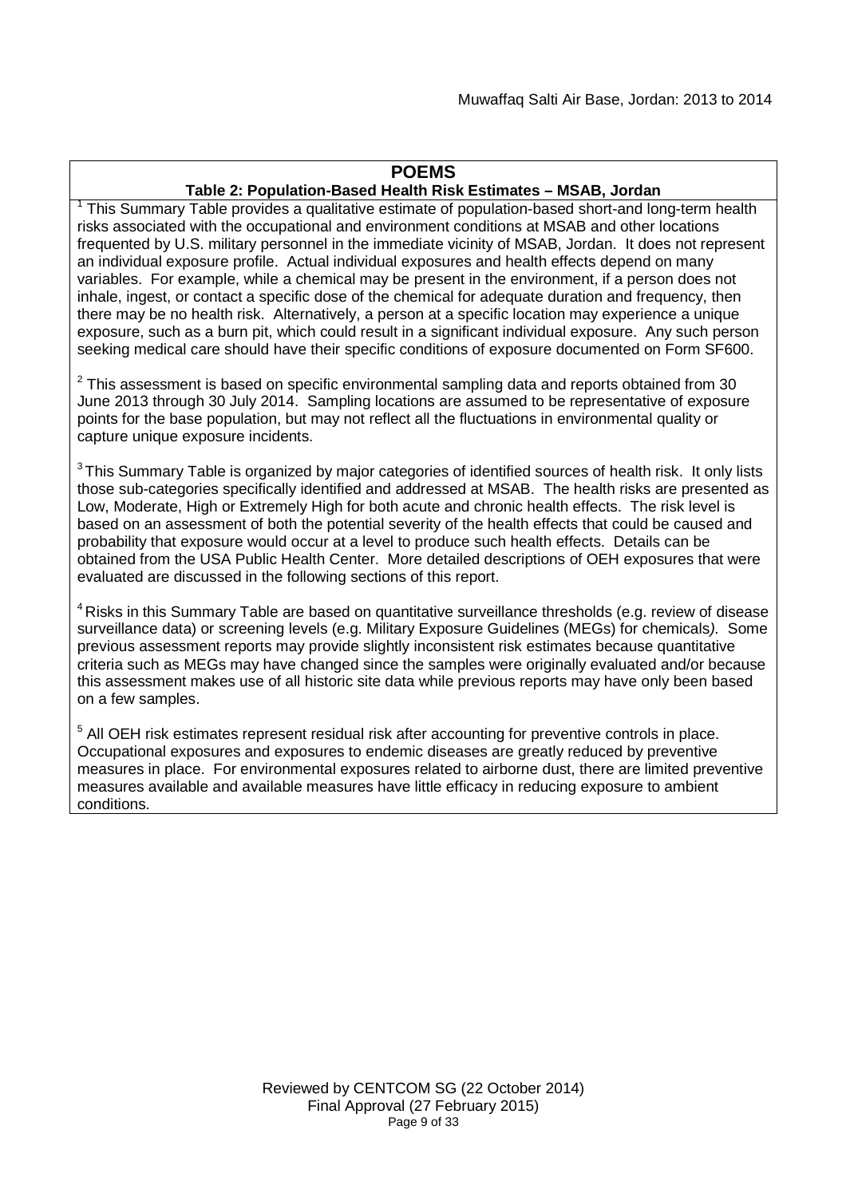## POEMS

### Table 2: Population-Based Health Risk Estimates – MSAB, Jordan

[1] This Summary Table provides a qualitative estimate of population-based short-and long-term health risks associated with the occupational and environment conditions at MSAB and other locations frequented by U.S. military personnel in the immediate vicinity of MSAB, Jordan. It does not represent an individual exposure profile. Actual individual exposures and health effects depend on many variables. For example, while a chemical may be present in the environment, if a person does not inhale, ingest, or contact a specific dose of the chemical for adequate duration and frequency, then there may be no health risk. Alternatively, a person at a specific location may experience a unique exposure, such as a burn pit, which could result in a significant individual exposure. Any such person seeking medical care should have their specific conditions of exposure documented on Form SF600.

[2] This assessment is based on specific environmental sampling data and reports obtained from 30 June 2013 through 30 July 2014. Sampling locations are assumed to be representative of exposure points for the base population, but may not reflect all the fluctuations in environmental quality or capture unique exposure incidents.

[3] This Summary Table is organized by major categories of identified sources of health risk. It only lists those sub-categories specifically identified and addressed at MSAB. The health risks are presented as Low, Moderate, High or Extremely High for both acute and chronic health effects. The risk level is based on an assessment of both the potential severity of the health effects that could be caused and probability that exposure would occur at a level to produce such health effects. Details can be obtained from the USA Public Health Center. More detailed descriptions of OEH exposures that were evaluated are discussed in the following sections of this report.

[4] Risks in this Summary Table are based on quantitative surveillance thresholds (e.g. review of disease surveillance data) or screening levels (e.g. Military Exposure Guidelines (MEGs) for chemicals*).* Some previous assessment reports may provide slightly inconsistent risk estimates because quantitative criteria such as MEGs may have changed since the samples were originally evaluated and/or because this assessment makes use of all historic site data while previous reports may have only been based on a few samples.

[5] All OEH risk estimates represent residual risk after accounting for preventive controls in place. Occupational exposures and exposures to endemic diseases are greatly reduced by preventive measures in place. For environmental exposures related to airborne dust, there are limited preventive measures available and available measures have little efficacy in reducing exposure to ambient conditions.

Reviewed by CENTCOM SG (22 October 2014)
Final Approval (27 February 2015)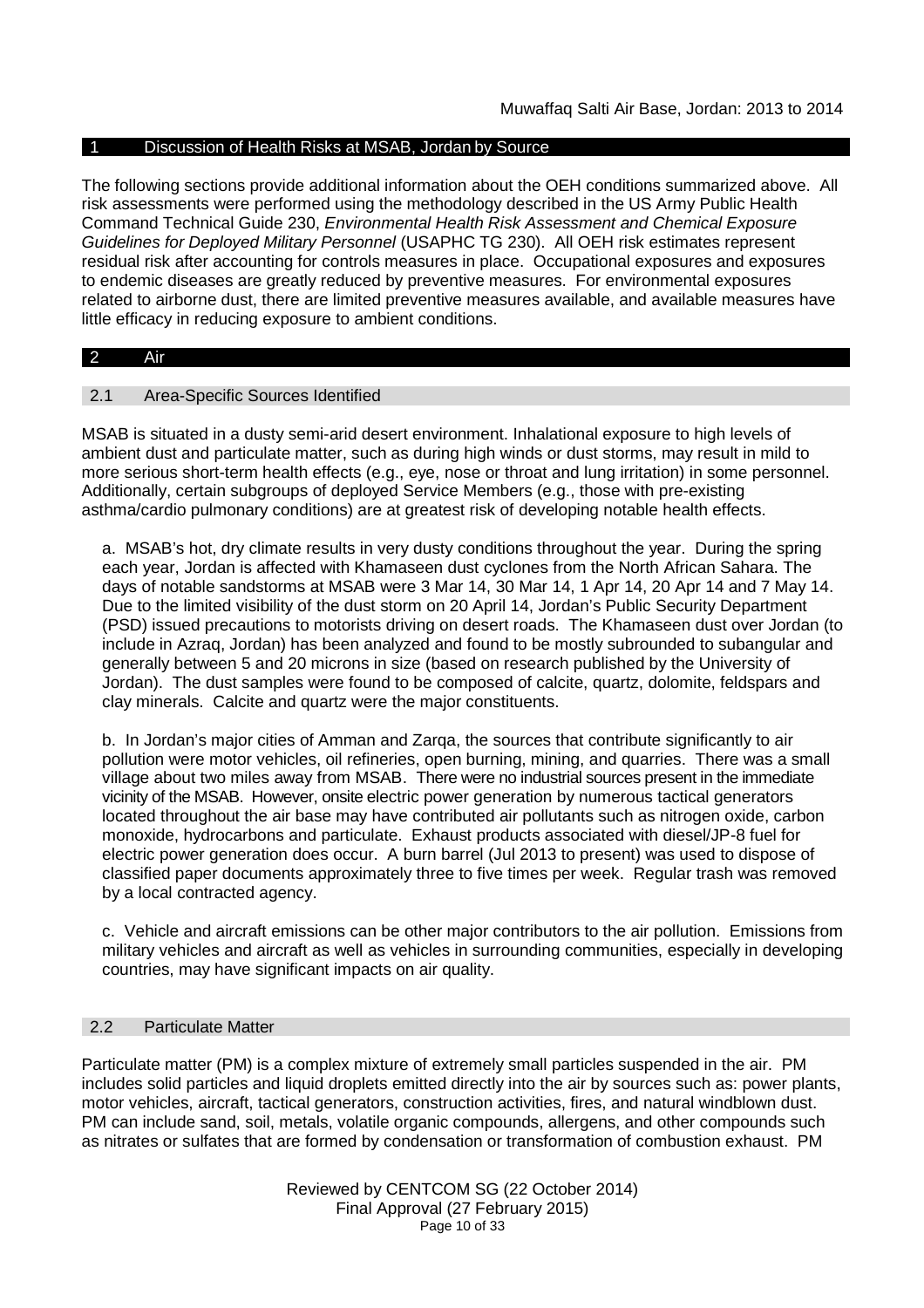## 1 Discussion of Health Risks at MSAB, Jordan by Source

The following sections provide additional information about the OEH conditions summarized above. All risk assessments were performed using the methodology described in the US Army Public Health Command Technical Guide 230, *Environmental Health Risk Assessment and Chemical Exposure Guidelines for Deployed Military Personnel* (USAPHC TG 230). All OEH risk estimates represent residual risk after accounting for controls measures in place. Occupational exposures and exposures to endemic diseases are greatly reduced by preventive measures. For environmental exposures related to airborne dust, there are limited preventive measures available, and available measures have little efficacy in reducing exposure to ambient conditions.

## 2 Air

### 2.1 Area-Specific Sources Identified

MSAB is situated in a dusty semi-arid desert environment. Inhalational exposure to high levels of ambient dust and particulate matter, such as during high winds or dust storms, may result in mild to more serious short-term health effects (e.g., eye, nose or throat and lung irritation) in some personnel. Additionally, certain subgroups of deployed Service Members (e.g., those with pre-existing asthma/cardio pulmonary conditions) are at greatest risk of developing notable health effects.

a. MSAB's hot, dry climate results in very dusty conditions throughout the year. During the spring each year, Jordan is affected with Khamaseen dust cyclones from the North African Sahara. The days of notable sandstorms at MSAB were 3 Mar 14, 30 Mar 14, 1 Apr 14, 20 Apr 14 and 7 May 14. Due to the limited visibility of the dust storm on 20 April 14, Jordan's Public Security Department (PSD) issued precautions to motorists driving on desert roads. The Khamaseen dust over Jordan (to include in Azraq, Jordan) has been analyzed and found to be mostly subrounded to subangular and generally between 5 and 20 microns in size (based on research published by the University of Jordan). The dust samples were found to be composed of calcite, quartz, dolomite, feldspars and clay minerals. Calcite and quartz were the major constituents.

b. In Jordan's major cities of Amman and Zarqa, the sources that contribute significantly to air pollution were motor vehicles, oil refineries, open burning, mining, and quarries. There was a small village about two miles away from MSAB. There were no industrial sources present in the immediate vicinity of the MSAB. However, onsite electric power generation by numerous tactical generators located throughout the air base may have contributed air pollutants such as nitrogen oxide, carbon monoxide, hydrocarbons and particulate. Exhaust products associated with diesel/JP-8 fuel for electric power generation does occur. A burn barrel (Jul 2013 to present) was used to dispose of classified paper documents approximately three to five times per week. Regular trash was removed by a local contracted agency.

c. Vehicle and aircraft emissions can be other major contributors to the air pollution. Emissions from military vehicles and aircraft as well as vehicles in surrounding communities, especially in developing countries, may have significant impacts on air quality.

### 2.2 Particulate Matter

Particulate matter (PM) is a complex mixture of extremely small particles suspended in the air. PM includes solid particles and liquid droplets emitted directly into the air by sources such as: power plants, motor vehicles, aircraft, tactical generators, construction activities, fires, and natural windblown dust. PM can include sand, soil, metals, volatile organic compounds, allergens, and other compounds such as nitrates or sulfates that are formed by condensation or transformation of combustion exhaust. PM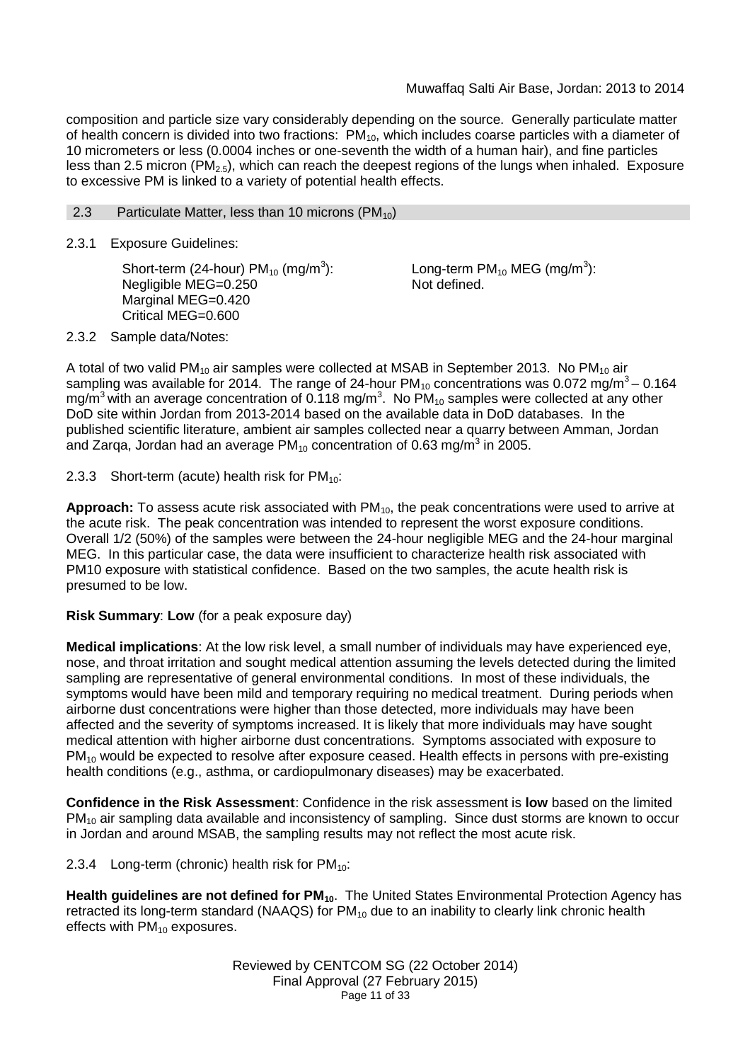composition and particle size vary considerably depending on the source. Generally particulate matter of health concern is divided into two fractions: $PM_{10}$, which includes coarse particles with a diameter of 10 micrometers or less (0.0004 inches or one-seventh the width of a human hair), and fine particles less than 2.5 micron ($PM_{2.5}$), which can reach the deepest regions of the lungs when inhaled. Exposure to excessive PM is linked to a variety of potential health effects.

## 2.3 Particulate Matter, less than 10 microns ($PM_{10}$)

### 2.3.1 Exposure Guidelines:

Short-term (24-hour) $PM_{10}$ (mg/m$^3$):
Negligible MEG=0.250
Marginal MEG=0.420
Critical MEG=0.600

Long-term $PM_{10}$ MEG (mg/m$^3$):
Not defined.

### 2.3.2 Sample data/Notes:

A total of two valid $PM_{10}$ air samples were collected at MSAB in September 2013. No $PM_{10}$ air sampling was available for 2014. The range of 24-hour $PM_{10}$ concentrations was 0.072 mg/m$^3$ – 0.164 mg/m$^3$ with an average concentration of 0.118 mg/m$^3$. No $PM_{10}$ samples were collected at any other DoD site within Jordan from 2013-2014 based on the available data in DoD databases. In the published scientific literature, ambient air samples collected near a quarry between Amman, Jordan and Zarqa, Jordan had an average $PM_{10}$ concentration of 0.63 mg/m$^3$ in 2005.

### 2.3.3 Short-term (acute) health risk for $PM_{10}$:

**Approach:** To assess acute risk associated with $PM_{10}$, the peak concentrations were used to arrive at the acute risk. The peak concentration was intended to represent the worst exposure conditions. Overall 1/2 (50%) of the samples were between the 24-hour negligible MEG and the 24-hour marginal MEG. In this particular case, the data were insufficient to characterize health risk associated with PM10 exposure with statistical confidence. Based on the two samples, the acute health risk is presumed to be low.

**Risk Summary**: **Low** (for a peak exposure day)

**Medical implications**: At the low risk level, a small number of individuals may have experienced eye, nose, and throat irritation and sought medical attention assuming the levels detected during the limited sampling are representative of general environmental conditions. In most of these individuals, the symptoms would have been mild and temporary requiring no medical treatment. During periods when airborne dust concentrations were higher than those detected, more individuals may have been affected and the severity of symptoms increased. It is likely that more individuals may have sought medical attention with higher airborne dust concentrations. Symptoms associated with exposure to $PM_{10}$ would be expected to resolve after exposure ceased. Health effects in persons with pre-existing health conditions (e.g., asthma, or cardiopulmonary diseases) may be exacerbated.

**Confidence in the Risk Assessment**: Confidence in the risk assessment is **low** based on the limited $PM_{10}$ air sampling data available and inconsistency of sampling. Since dust storms are known to occur in Jordan and around MSAB, the sampling results may not reflect the most acute risk.

### 2.3.4 Long-term (chronic) health risk for $PM_{10}$:

**Health guidelines are not defined for $PM_{10}$.** The United States Environmental Protection Agency has retracted its long-term standard (NAAQS) for $PM_{10}$ due to an inability to clearly link chronic health effects with $PM_{10}$ exposures.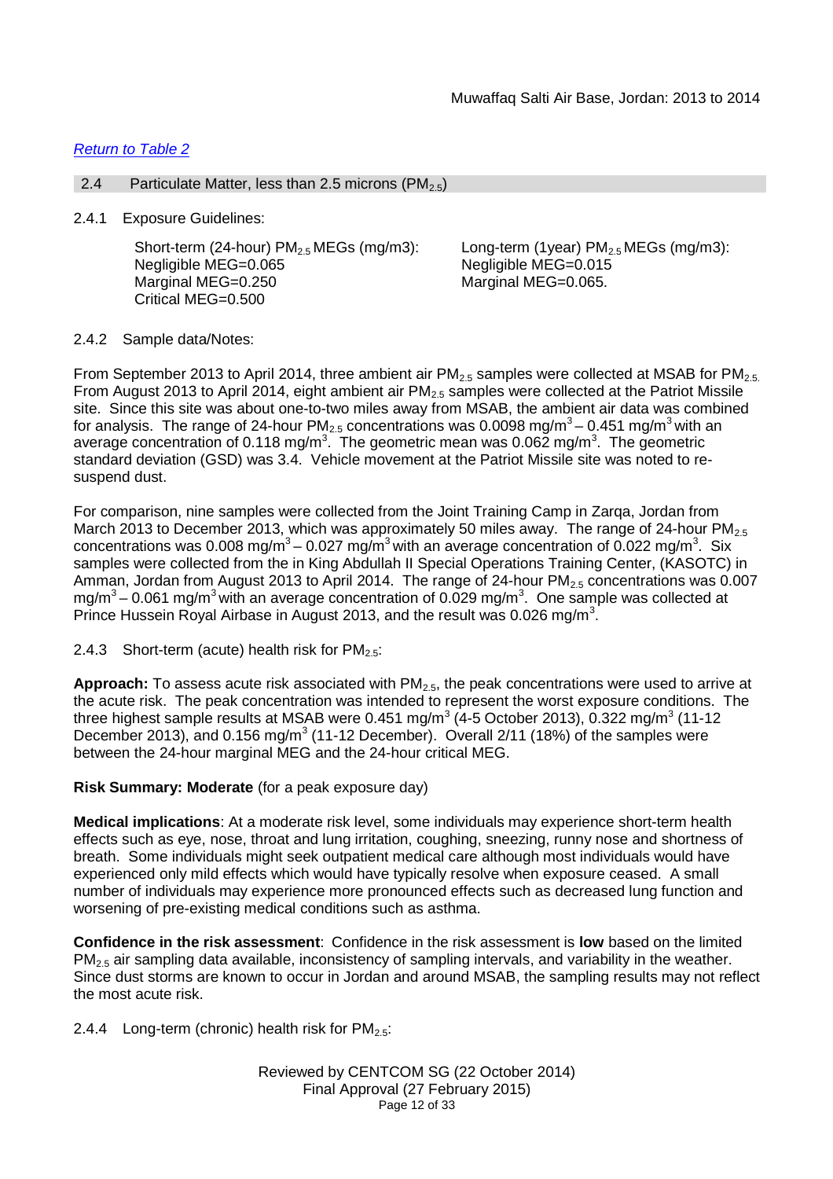*Return to Table 2*

## 2.4 Particulate Matter, less than 2.5 microns ($PM_{2.5}$)

2.4.1 Exposure Guidelines:

Short-term (24-hour) $PM_{2.5}$ MEGs (mg/m3):
Negligible MEG=0.065
Marginal MEG=0.250
Critical MEG=0.500

Long-term (1year) $PM_{2.5}$ MEGs (mg/m3):
Negligible MEG=0.015
Marginal MEG=0.065.

2.4.2 Sample data/Notes:

From September 2013 to April 2014, three ambient air $PM_{2.5}$ samples were collected at MSAB for $PM_{2.5}$. From August 2013 to April 2014, eight ambient air $PM_{2.5}$ samples were collected at the Patriot Missile site. Since this site was about one-to-two miles away from MSAB, the ambient air data was combined for analysis. The range of 24-hour $PM_{2.5}$ concentrations was 0.0098 mg/m$^3$ – 0.451 mg/m$^3$ with an average concentration of 0.118 mg/m$^3$. The geometric mean was 0.062 mg/m$^3$. The geometric standard deviation (GSD) was 3.4. Vehicle movement at the Patriot Missile site was noted to re-suspend dust.

For comparison, nine samples were collected from the Joint Training Camp in Zarqa, Jordan from March 2013 to December 2013, which was approximately 50 miles away. The range of 24-hour $PM_{2.5}$ concentrations was 0.008 mg/m$^3$ – 0.027 mg/m$^3$ with an average concentration of 0.022 mg/m$^3$. Six samples were collected from the in King Abdullah II Special Operations Training Center, (KASOTC) in Amman, Jordan from August 2013 to April 2014. The range of 24-hour $PM_{2.5}$ concentrations was 0.007 mg/m$^3$ – 0.061 mg/m$^3$ with an average concentration of 0.029 mg/m$^3$. One sample was collected at Prince Hussein Royal Airbase in August 2013, and the result was 0.026 mg/m$^3$.

2.4.3 Short-term (acute) health risk for $PM_{2.5}$:

**Approach:** To assess acute risk associated with $PM_{2.5}$, the peak concentrations were used to arrive at the acute risk. The peak concentration was intended to represent the worst exposure conditions. The three highest sample results at MSAB were 0.451 mg/m$^3$ (4-5 October 2013), 0.322 mg/m$^3$ (11-12 December 2013), and 0.156 mg/m$^3$ (11-12 December). Overall 2/11 (18%) of the samples were between the 24-hour marginal MEG and the 24-hour critical MEG.

**Risk Summary: Moderate** (for a peak exposure day)

**Medical implications**: At a moderate risk level, some individuals may experience short-term health effects such as eye, nose, throat and lung irritation, coughing, sneezing, runny nose and shortness of breath. Some individuals might seek outpatient medical care although most individuals would have experienced only mild effects which would have typically resolve when exposure ceased. A small number of individuals may experience more pronounced effects such as decreased lung function and worsening of pre-existing medical conditions such as asthma.

**Confidence in the risk assessment**: Confidence in the risk assessment is **low** based on the limited $PM_{2.5}$ air sampling data available, inconsistency of sampling intervals, and variability in the weather. Since dust storms are known to occur in Jordan and around MSAB, the sampling results may not reflect the most acute risk.

2.4.4 Long-term (chronic) health risk for $PM_{2.5}$: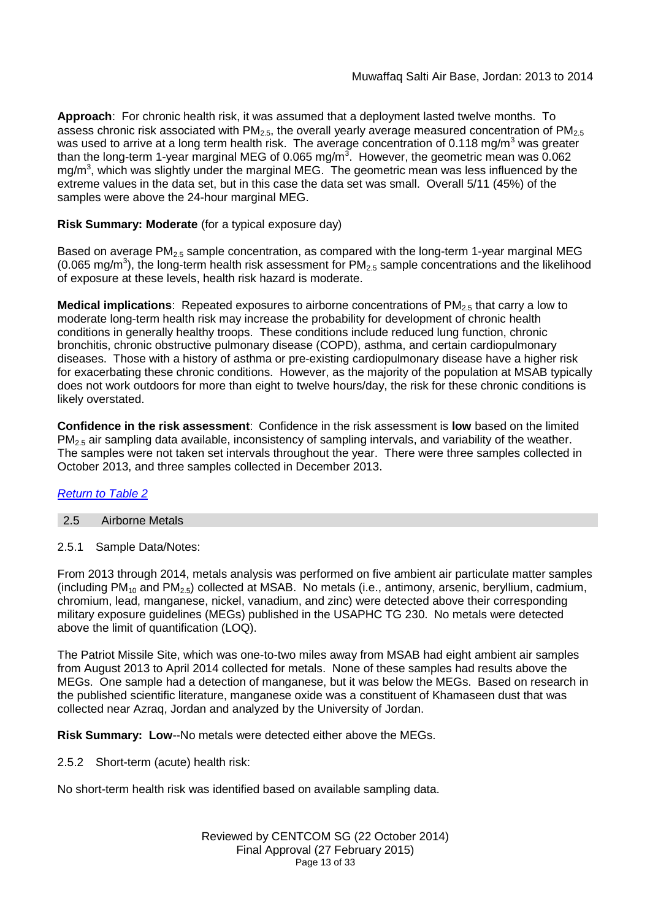**Approach**: For chronic health risk, it was assumed that a deployment lasted twelve months. To assess chronic risk associated with $PM_{2.5}$, the overall yearly average measured concentration of $PM_{2.5}$ was used to arrive at a long term health risk. The average concentration of 0.118 mg/m$^3$ was greater than the long-term 1-year marginal MEG of 0.065 mg/m$^3$. However, the geometric mean was 0.062 mg/m$^3$, which was slightly under the marginal MEG. The geometric mean was less influenced by the extreme values in the data set, but in this case the data set was small. Overall 5/11 (45%) of the samples were above the 24-hour marginal MEG.

**Risk Summary: Moderate** (for a typical exposure day)

Based on average $PM_{2.5}$ sample concentration, as compared with the long-term 1-year marginal MEG (0.065 mg/m$^3$), the long-term health risk assessment for $PM_{2.5}$ sample concentrations and the likelihood of exposure at these levels, health risk hazard is moderate.

**Medical implications**: Repeated exposures to airborne concentrations of $PM_{2.5}$ that carry a low to moderate long-term health risk may increase the probability for development of chronic health conditions in generally healthy troops. These conditions include reduced lung function, chronic bronchitis, chronic obstructive pulmonary disease (COPD), asthma, and certain cardiopulmonary diseases. Those with a history of asthma or pre-existing cardiopulmonary disease have a higher risk for exacerbating these chronic conditions. However, as the majority of the population at MSAB typically does not work outdoors for more than eight to twelve hours/day, the risk for these chronic conditions is likely overstated.

**Confidence in the risk assessment**: Confidence in the risk assessment is **low** based on the limited $PM_{2.5}$ air sampling data available, inconsistency of sampling intervals, and variability of the weather. The samples were not taken set intervals throughout the year. There were three samples collected in October 2013, and three samples collected in December 2013.

*Return to Table 2*

## 2.5 Airborne Metals

### 2.5.1 Sample Data/Notes:

From 2013 through 2014, metals analysis was performed on five ambient air particulate matter samples (including $PM_{10}$ and $PM_{2.5}$) collected at MSAB. No metals (i.e., antimony, arsenic, beryllium, cadmium, chromium, lead, manganese, nickel, vanadium, and zinc) were detected above their corresponding military exposure guidelines (MEGs) published in the USAPHC TG 230. No metals were detected above the limit of quantification (LOQ).

The Patriot Missile Site, which was one-to-two miles away from MSAB had eight ambient air samples from August 2013 to April 2014 collected for metals. None of these samples had results above the MEGs. One sample had a detection of manganese, but it was below the MEGs. Based on research in the published scientific literature, manganese oxide was a constituent of Khamaseen dust that was collected near Azraq, Jordan and analyzed by the University of Jordan.

**Risk Summary: Low**--No metals were detected either above the MEGs.

### 2.5.2 Short-term (acute) health risk:

No short-term health risk was identified based on available sampling data.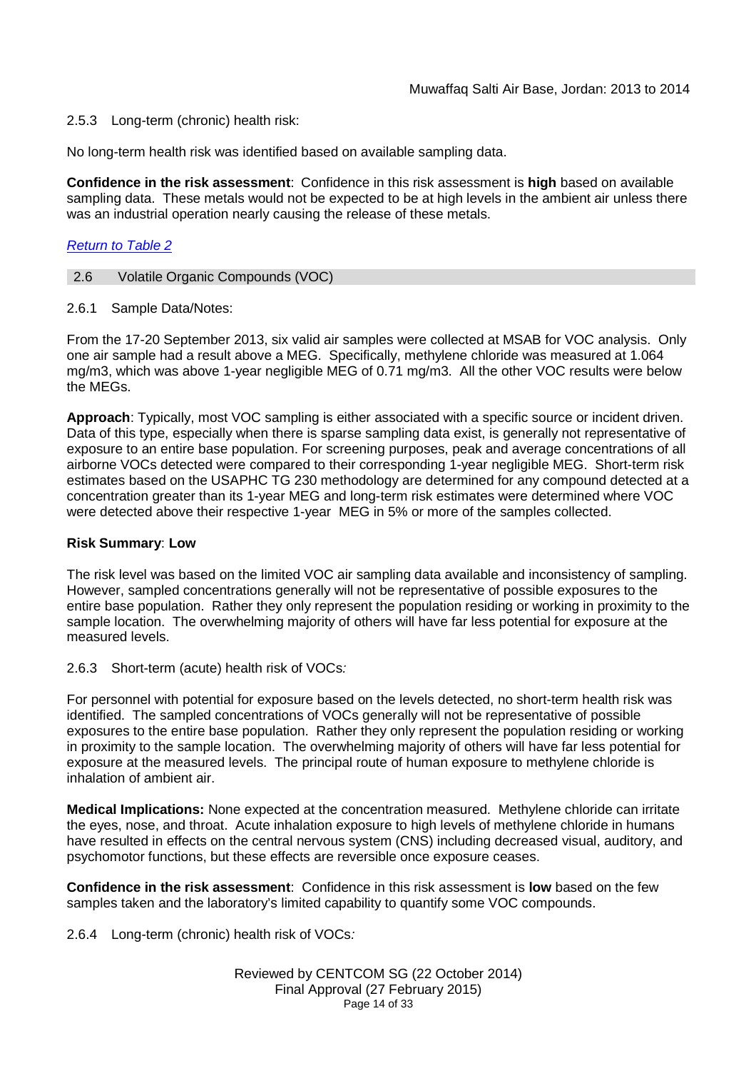2.5.3 Long-term (chronic) health risk:

No long-term health risk was identified based on available sampling data.

**Confidence in the risk assessment**: Confidence in this risk assessment is **high** based on available sampling data. These metals would not be expected to be at high levels in the ambient air unless there was an industrial operation nearly causing the release of these metals.

*Return to Table 2*

## 2.6 Volatile Organic Compounds (VOC)

2.6.1 Sample Data/Notes:

From the 17-20 September 2013, six valid air samples were collected at MSAB for VOC analysis. Only one air sample had a result above a MEG. Specifically, methylene chloride was measured at 1.064 mg/m3, which was above 1-year negligible MEG of 0.71 mg/m3. All the other VOC results were below the MEGs.

**Approach**: Typically, most VOC sampling is either associated with a specific source or incident driven. Data of this type, especially when there is sparse sampling data exist, is generally not representative of exposure to an entire base population. For screening purposes, peak and average concentrations of all airborne VOCs detected were compared to their corresponding 1-year negligible MEG. Short-term risk estimates based on the USAPHC TG 230 methodology are determined for any compound detected at a concentration greater than its 1-year MEG and long-term risk estimates were determined where VOC were detected above their respective 1-year MEG in 5% or more of the samples collected.

**Risk Summary**: **Low**

The risk level was based on the limited VOC air sampling data available and inconsistency of sampling. However, sampled concentrations generally will not be representative of possible exposures to the entire base population. Rather they only represent the population residing or working in proximity to the sample location. The overwhelming majority of others will have far less potential for exposure at the measured levels.

2.6.3 Short-term (acute) health risk of VOCs*:*

For personnel with potential for exposure based on the levels detected, no short-term health risk was identified. The sampled concentrations of VOCs generally will not be representative of possible exposures to the entire base population. Rather they only represent the population residing or working in proximity to the sample location. The overwhelming majority of others will have far less potential for exposure at the measured levels. The principal route of human exposure to methylene chloride is inhalation of ambient air.

**Medical Implications:** None expected at the concentration measured. Methylene chloride can irritate the eyes, nose, and throat. Acute inhalation exposure to high levels of methylene chloride in humans have resulted in effects on the central nervous system (CNS) including decreased visual, auditory, and psychomotor functions, but these effects are reversible once exposure ceases.

**Confidence in the risk assessment**: Confidence in this risk assessment is **low** based on the few samples taken and the laboratory's limited capability to quantify some VOC compounds.

2.6.4 Long-term (chronic) health risk of VOCs*:*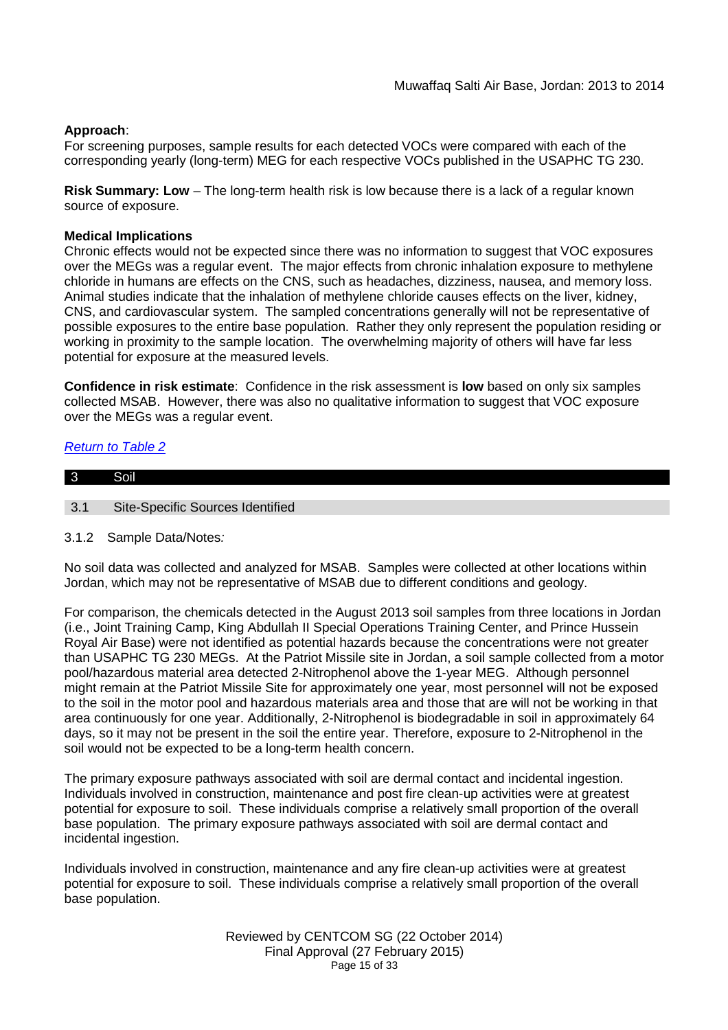**Approach**:
For screening purposes, sample results for each detected VOCs were compared with each of the corresponding yearly (long-term) MEG for each respective VOCs published in the USAPHC TG 230.

**Risk Summary: Low** – The long-term health risk is low because there is a lack of a regular known source of exposure.

**Medical Implications**
Chronic effects would not be expected since there was no information to suggest that VOC exposures over the MEGs was a regular event. The major effects from chronic inhalation exposure to methylene chloride in humans are effects on the CNS, such as headaches, dizziness, nausea, and memory loss. Animal studies indicate that the inhalation of methylene chloride causes effects on the liver, kidney, CNS, and cardiovascular system. The sampled concentrations generally will not be representative of possible exposures to the entire base population. Rather they only represent the population residing or working in proximity to the sample location. The overwhelming majority of others will have far less potential for exposure at the measured levels.

**Confidence in risk estimate**: Confidence in the risk assessment is **low** based on only six samples collected MSAB. However, there was also no qualitative information to suggest that VOC exposure over the MEGs was a regular event.

*Return to Table 2*

## 3 Soil

### 3.1 Site-Specific Sources Identified

3.1.2 Sample Data/Notes*:*

No soil data was collected and analyzed for MSAB. Samples were collected at other locations within Jordan, which may not be representative of MSAB due to different conditions and geology.

For comparison, the chemicals detected in the August 2013 soil samples from three locations in Jordan (i.e., Joint Training Camp, King Abdullah II Special Operations Training Center, and Prince Hussein Royal Air Base) were not identified as potential hazards because the concentrations were not greater than USAPHC TG 230 MEGs. At the Patriot Missile site in Jordan, a soil sample collected from a motor pool/hazardous material area detected 2-Nitrophenol above the 1-year MEG. Although personnel might remain at the Patriot Missile Site for approximately one year, most personnel will not be exposed to the soil in the motor pool and hazardous materials area and those that are will not be working in that area continuously for one year. Additionally, 2-Nitrophenol is biodegradable in soil in approximately 64 days, so it may not be present in the soil the entire year. Therefore, exposure to 2-Nitrophenol in the soil would not be expected to be a long-term health concern.

The primary exposure pathways associated with soil are dermal contact and incidental ingestion. Individuals involved in construction, maintenance and post fire clean-up activities were at greatest potential for exposure to soil. These individuals comprise a relatively small proportion of the overall base population. The primary exposure pathways associated with soil are dermal contact and incidental ingestion.

Individuals involved in construction, maintenance and any fire clean-up activities were at greatest potential for exposure to soil. These individuals comprise a relatively small proportion of the overall base population.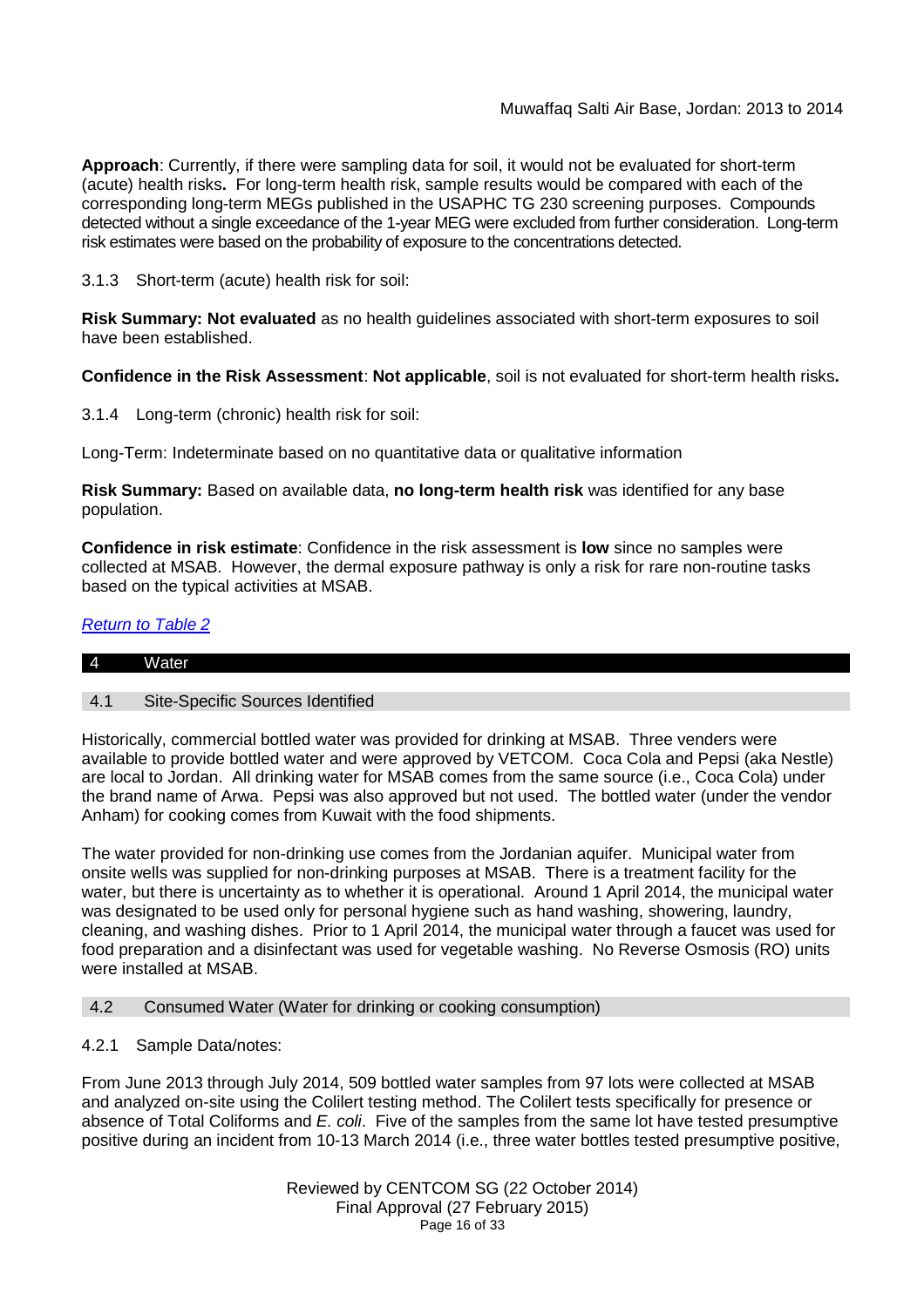**Approach**: Currently, if there were sampling data for soil, it would not be evaluated for short-term (acute) health risks**.** For long-term health risk, sample results would be compared with each of the corresponding long-term MEGs published in the USAPHC TG 230 screening purposes. Compounds detected without a single exceedance of the 1-year MEG were excluded from further consideration. Long-term risk estimates were based on the probability of exposure to the concentrations detected.

3.1.3 Short-term (acute) health risk for soil:

**Risk Summary: Not evaluated** as no health guidelines associated with short-term exposures to soil have been established.

**Confidence in the Risk Assessment**: **Not applicable**, soil is not evaluated for short-term health risks**.**

3.1.4 Long-term (chronic) health risk for soil:

Long-Term: Indeterminate based on no quantitative data or qualitative information

**Risk Summary:** Based on available data, **no long-term health risk** was identified for any base population.

**Confidence in risk estimate**: Confidence in the risk assessment is **low** since no samples were collected at MSAB. However, the dermal exposure pathway is only a risk for rare non-routine tasks based on the typical activities at MSAB.

*Return to Table 2*

# 4 Water

## 4.1 Site-Specific Sources Identified

Historically, commercial bottled water was provided for drinking at MSAB. Three venders were available to provide bottled water and were approved by VETCOM. Coca Cola and Pepsi (aka Nestle) are local to Jordan. All drinking water for MSAB comes from the same source (i.e., Coca Cola) under the brand name of Arwa. Pepsi was also approved but not used. The bottled water (under the vendor Anham) for cooking comes from Kuwait with the food shipments.

The water provided for non-drinking use comes from the Jordanian aquifer. Municipal water from onsite wells was supplied for non-drinking purposes at MSAB. There is a treatment facility for the water, but there is uncertainty as to whether it is operational. Around 1 April 2014, the municipal water was designated to be used only for personal hygiene such as hand washing, showering, laundry, cleaning, and washing dishes. Prior to 1 April 2014, the municipal water through a faucet was used for food preparation and a disinfectant was used for vegetable washing. No Reverse Osmosis (RO) units were installed at MSAB.

## 4.2 Consumed Water (Water for drinking or cooking consumption)

4.2.1 Sample Data/notes:

From June 2013 through July 2014, 509 bottled water samples from 97 lots were collected at MSAB and analyzed on-site using the Colilert testing method. The Colilert tests specifically for presence or absence of Total Coliforms and *E. coli*. Five of the samples from the same lot have tested presumptive positive during an incident from 10-13 March 2014 (i.e., three water bottles tested presumptive positive,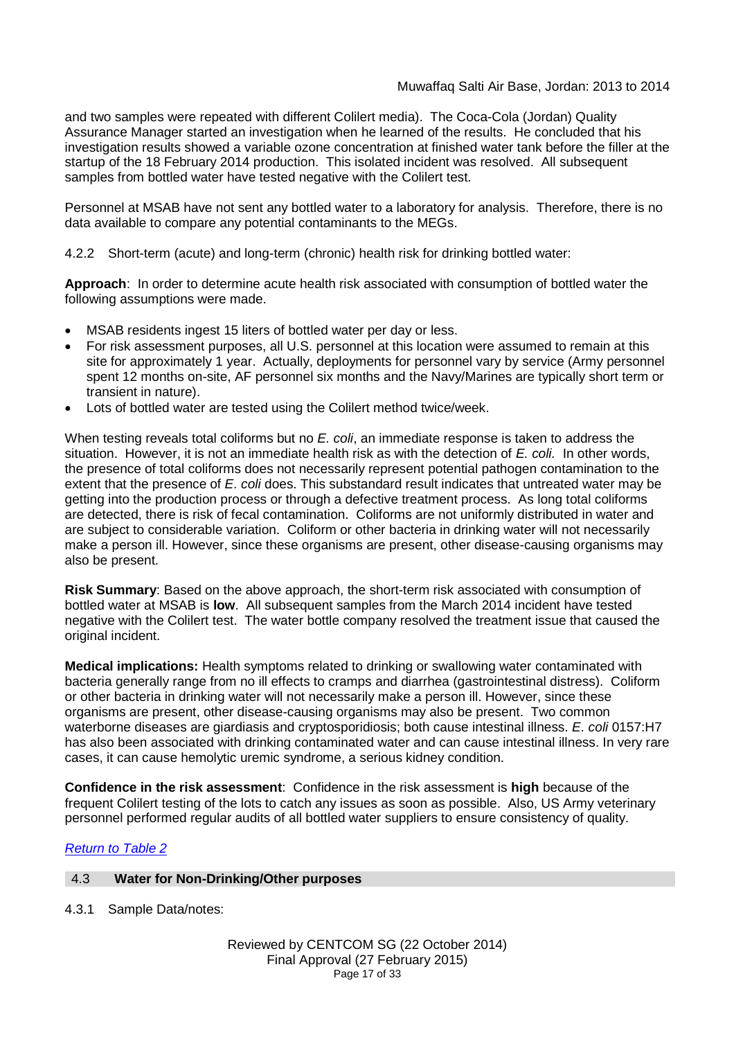and two samples were repeated with different Colilert media). The Coca-Cola (Jordan) Quality Assurance Manager started an investigation when he learned of the results. He concluded that his investigation results showed a variable ozone concentration at finished water tank before the filler at the startup of the 18 February 2014 production. This isolated incident was resolved. All subsequent samples from bottled water have tested negative with the Colilert test.

Personnel at MSAB have not sent any bottled water to a laboratory for analysis. Therefore, there is no data available to compare any potential contaminants to the MEGs.

4.2.2 Short-term (acute) and long-term (chronic) health risk for drinking bottled water:

**Approach**: In order to determine acute health risk associated with consumption of bottled water the following assumptions were made.

- MSAB residents ingest 15 liters of bottled water per day or less.
- For risk assessment purposes, all U.S. personnel at this location were assumed to remain at this site for approximately 1 year. Actually, deployments for personnel vary by service (Army personnel spent 12 months on-site, AF personnel six months and the Navy/Marines are typically short term or transient in nature).
- Lots of bottled water are tested using the Colilert method twice/week.

When testing reveals total coliforms but no *E. coli*, an immediate response is taken to address the situation. However, it is not an immediate health risk as with the detection of *E. coli.* In other words, the presence of total coliforms does not necessarily represent potential pathogen contamination to the extent that the presence of *E. coli* does. This substandard result indicates that untreated water may be getting into the production process or through a defective treatment process. As long total coliforms are detected, there is risk of fecal contamination. Coliforms are not uniformly distributed in water and are subject to considerable variation. Coliform or other bacteria in drinking water will not necessarily make a person ill. However, since these organisms are present, other disease-causing organisms may also be present.

**Risk Summary**: Based on the above approach, the short-term risk associated with consumption of bottled water at MSAB is **low**. All subsequent samples from the March 2014 incident have tested negative with the Colilert test. The water bottle company resolved the treatment issue that caused the original incident.

**Medical implications:** Health symptoms related to drinking or swallowing water contaminated with bacteria generally range from no ill effects to cramps and diarrhea (gastrointestinal distress). Coliform or other bacteria in drinking water will not necessarily make a person ill. However, since these organisms are present, other disease-causing organisms may also be present. Two common waterborne diseases are giardiasis and cryptosporidiosis; both cause intestinal illness. *E. coli* 0157:H7 has also been associated with drinking contaminated water and can cause intestinal illness. In very rare cases, it can cause hemolytic uremic syndrome, a serious kidney condition.

**Confidence in the risk assessment**: Confidence in the risk assessment is **high** because of the frequent Colilert testing of the lots to catch any issues as soon as possible. Also, US Army veterinary personnel performed regular audits of all bottled water suppliers to ensure consistency of quality.

*Return to Table 2*

## 4.3 Water for Non-Drinking/Other purposes

4.3.1 Sample Data/notes:

Reviewed by CENTCOM SG (22 October 2014)
Final Approval (27 February 2015)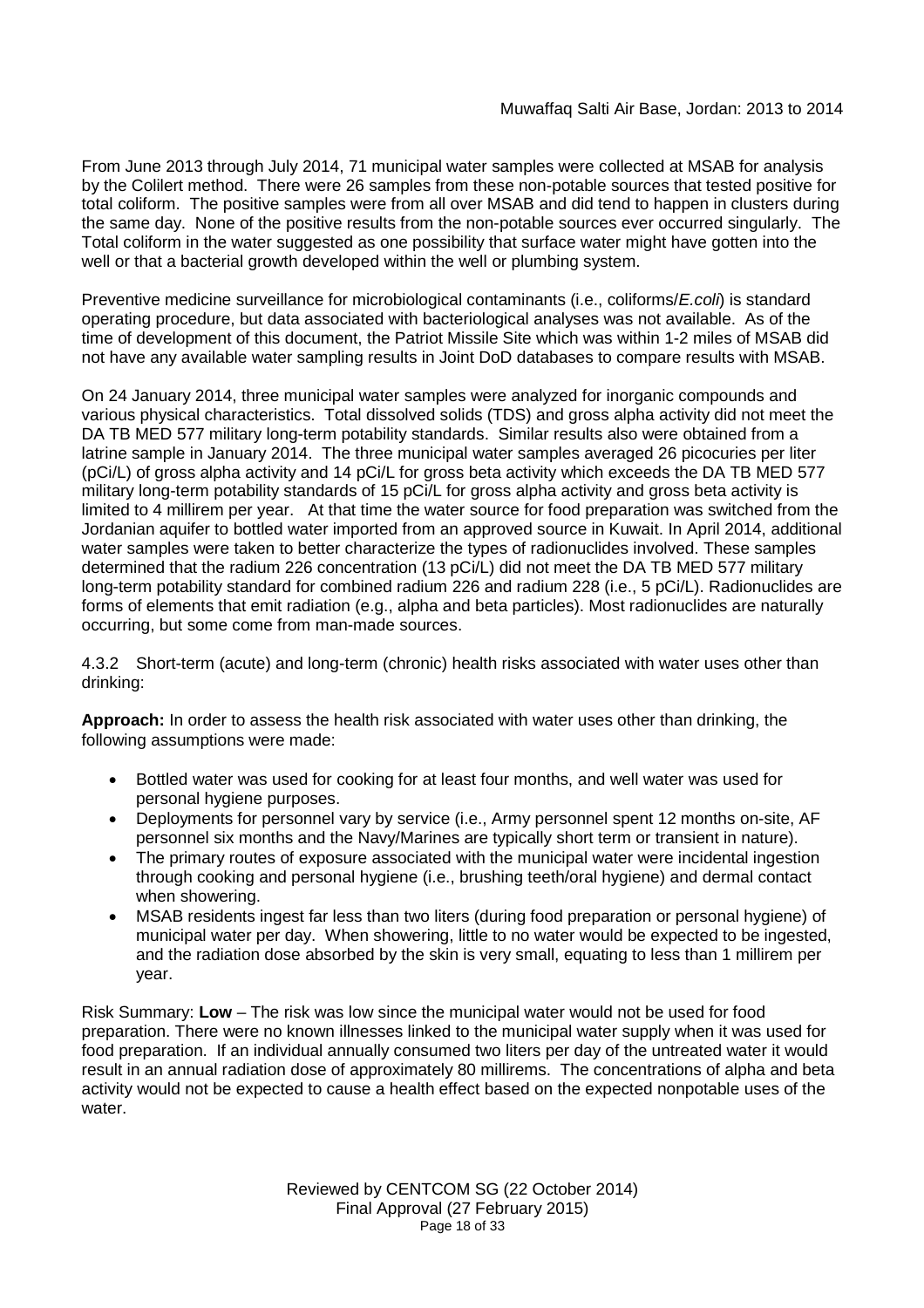From June 2013 through July 2014, 71 municipal water samples were collected at MSAB for analysis by the Colilert method. There were 26 samples from these non-potable sources that tested positive for total coliform. The positive samples were from all over MSAB and did tend to happen in clusters during the same day. None of the positive results from the non-potable sources ever occurred singularly. The Total coliform in the water suggested as one possibility that surface water might have gotten into the well or that a bacterial growth developed within the well or plumbing system.

Preventive medicine surveillance for microbiological contaminants (i.e., coliforms/*E.coli*) is standard operating procedure, but data associated with bacteriological analyses was not available. As of the time of development of this document, the Patriot Missile Site which was within 1-2 miles of MSAB did not have any available water sampling results in Joint DoD databases to compare results with MSAB.

On 24 January 2014, three municipal water samples were analyzed for inorganic compounds and various physical characteristics. Total dissolved solids (TDS) and gross alpha activity did not meet the DA TB MED 577 military long-term potability standards. Similar results also were obtained from a latrine sample in January 2014. The three municipal water samples averaged 26 picocuries per liter (pCi/L) of gross alpha activity and 14 pCi/L for gross beta activity which exceeds the DA TB MED 577 military long-term potability standards of 15 pCi/L for gross alpha activity and gross beta activity is limited to 4 millirem per year. At that time the water source for food preparation was switched from the Jordanian aquifer to bottled water imported from an approved source in Kuwait. In April 2014, additional water samples were taken to better characterize the types of radionuclides involved. These samples determined that the radium 226 concentration (13 pCi/L) did not meet the DA TB MED 577 military long-term potability standard for combined radium 226 and radium 228 (i.e., 5 pCi/L). Radionuclides are forms of elements that emit radiation (e.g., alpha and beta particles). Most radionuclides are naturally occurring, but some come from man-made sources.

4.3.2 Short-term (acute) and long-term (chronic) health risks associated with water uses other than drinking:

**Approach:** In order to assess the health risk associated with water uses other than drinking, the following assumptions were made:

- Bottled water was used for cooking for at least four months, and well water was used for personal hygiene purposes.
- Deployments for personnel vary by service (i.e., Army personnel spent 12 months on-site, AF personnel six months and the Navy/Marines are typically short term or transient in nature).
- The primary routes of exposure associated with the municipal water were incidental ingestion through cooking and personal hygiene (i.e., brushing teeth/oral hygiene) and dermal contact when showering.
- MSAB residents ingest far less than two liters (during food preparation or personal hygiene) of municipal water per day. When showering, little to no water would be expected to be ingested, and the radiation dose absorbed by the skin is very small, equating to less than 1 millirem per year.

Risk Summary: **Low** – The risk was low since the municipal water would not be used for food preparation. There were no known illnesses linked to the municipal water supply when it was used for food preparation. If an individual annually consumed two liters per day of the untreated water it would result in an annual radiation dose of approximately 80 millirems. The concentrations of alpha and beta activity would not be expected to cause a health effect based on the expected nonpotable uses of the water.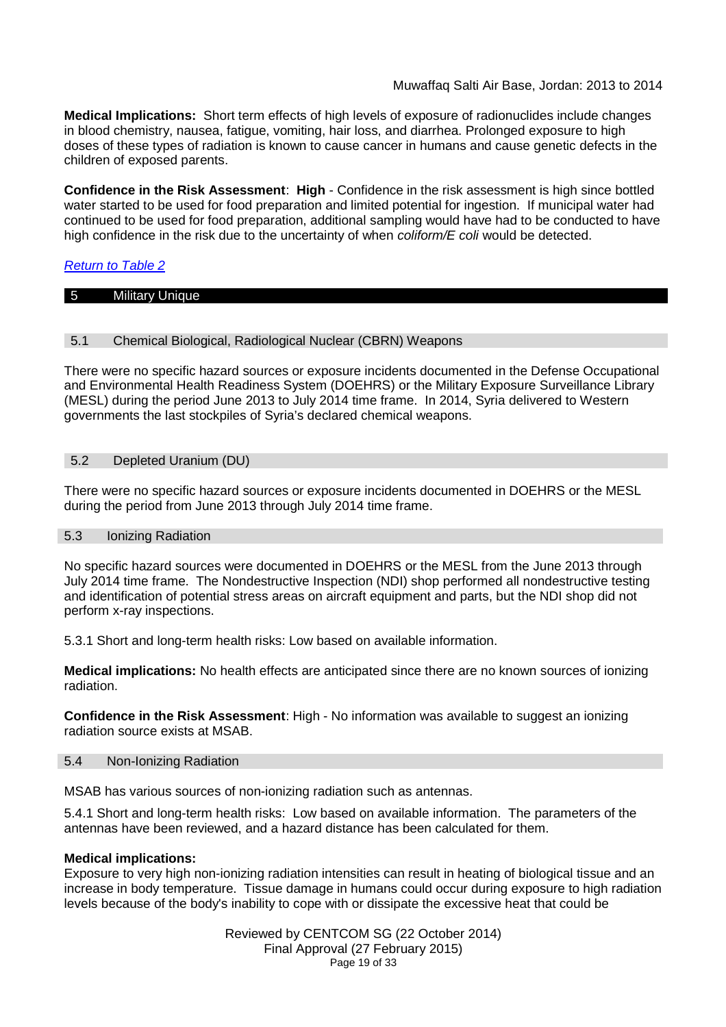**Medical Implications:** Short term effects of high levels of exposure of radionuclides include changes in blood chemistry, nausea, fatigue, vomiting, hair loss, and diarrhea. Prolonged exposure to high doses of these types of radiation is known to cause cancer in humans and cause genetic defects in the children of exposed parents.

**Confidence in the Risk Assessment**: **High** - Confidence in the risk assessment is high since bottled water started to be used for food preparation and limited potential for ingestion. If municipal water had continued to be used for food preparation, additional sampling would have had to be conducted to have high confidence in the risk due to the uncertainty of when *coliform/E coli* would be detected.

[Return to Table 2]

## 5 Military Unique

### 5.1 Chemical Biological, Radiological Nuclear (CBRN) Weapons

There were no specific hazard sources or exposure incidents documented in the Defense Occupational and Environmental Health Readiness System (DOEHRS) or the Military Exposure Surveillance Library (MESL) during the period June 2013 to July 2014 time frame. In 2014, Syria delivered to Western governments the last stockpiles of Syria's declared chemical weapons.

### 5.2 Depleted Uranium (DU)

There were no specific hazard sources or exposure incidents documented in DOEHRS or the MESL during the period from June 2013 through July 2014 time frame.

### 5.3 Ionizing Radiation

No specific hazard sources were documented in DOEHRS or the MESL from the June 2013 through July 2014 time frame. The Nondestructive Inspection (NDI) shop performed all nondestructive testing and identification of potential stress areas on aircraft equipment and parts, but the NDI shop did not perform x-ray inspections.

5.3.1 Short and long-term health risks: Low based on available information.

**Medical implications:** No health effects are anticipated since there are no known sources of ionizing radiation.

**Confidence in the Risk Assessment**: High - No information was available to suggest an ionizing radiation source exists at MSAB.

### 5.4 Non-Ionizing Radiation

MSAB has various sources of non-ionizing radiation such as antennas.

5.4.1 Short and long-term health risks: Low based on available information. The parameters of the antennas have been reviewed, and a hazard distance has been calculated for them.

**Medical implications:**
Exposure to very high non-ionizing radiation intensities can result in heating of biological tissue and an increase in body temperature. Tissue damage in humans could occur during exposure to high radiation levels because of the body's inability to cope with or dissipate the excessive heat that could be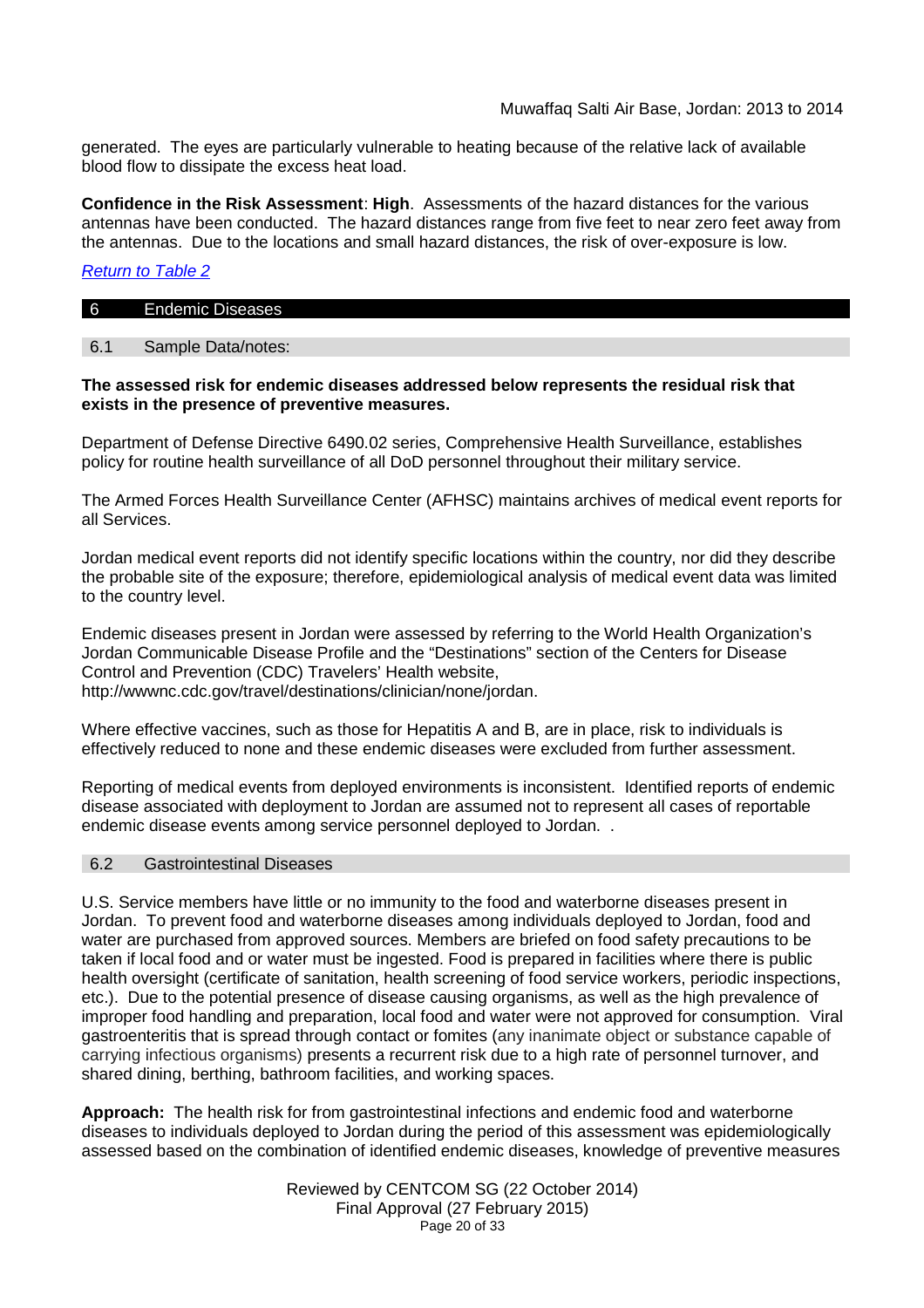generated. The eyes are particularly vulnerable to heating because of the relative lack of available blood flow to dissipate the excess heat load.

**Confidence in the Risk Assessment**: **High**. Assessments of the hazard distances for the various antennas have been conducted. The hazard distances range from five feet to near zero feet away from the antennas. Due to the locations and small hazard distances, the risk of over-exposure is low.

*Return to Table 2*

## 6 Endemic Diseases

### 6.1 Sample Data/notes:

**The assessed risk for endemic diseases addressed below represents the residual risk that exists in the presence of preventive measures.**

Department of Defense Directive 6490.02 series, Comprehensive Health Surveillance, establishes policy for routine health surveillance of all DoD personnel throughout their military service.

The Armed Forces Health Surveillance Center (AFHSC) maintains archives of medical event reports for all Services.

Jordan medical event reports did not identify specific locations within the country, nor did they describe the probable site of the exposure; therefore, epidemiological analysis of medical event data was limited to the country level.

Endemic diseases present in Jordan were assessed by referring to the World Health Organization's Jordan Communicable Disease Profile and the "Destinations" section of the Centers for Disease Control and Prevention (CDC) Travelers' Health website, http://wwwnc.cdc.gov/travel/destinations/clinician/none/jordan.

Where effective vaccines, such as those for Hepatitis A and B, are in place, risk to individuals is effectively reduced to none and these endemic diseases were excluded from further assessment.

Reporting of medical events from deployed environments is inconsistent. Identified reports of endemic disease associated with deployment to Jordan are assumed not to represent all cases of reportable endemic disease events among service personnel deployed to Jordan. .

### 6.2 Gastrointestinal Diseases

U.S. Service members have little or no immunity to the food and waterborne diseases present in Jordan. To prevent food and waterborne diseases among individuals deployed to Jordan, food and water are purchased from approved sources. Members are briefed on food safety precautions to be taken if local food and or water must be ingested. Food is prepared in facilities where there is public health oversight (certificate of sanitation, health screening of food service workers, periodic inspections, etc.). Due to the potential presence of disease causing organisms, as well as the high prevalence of improper food handling and preparation, local food and water were not approved for consumption. Viral gastroenteritis that is spread through contact or fomites (any inanimate object or substance capable of carrying infectious organisms) presents a recurrent risk due to a high rate of personnel turnover, and shared dining, berthing, bathroom facilities, and working spaces.

**Approach:** The health risk for from gastrointestinal infections and endemic food and waterborne diseases to individuals deployed to Jordan during the period of this assessment was epidemiologically assessed based on the combination of identified endemic diseases, knowledge of preventive measures

Reviewed by CENTCOM SG (22 October 2014)
Final Approval (27 February 2015)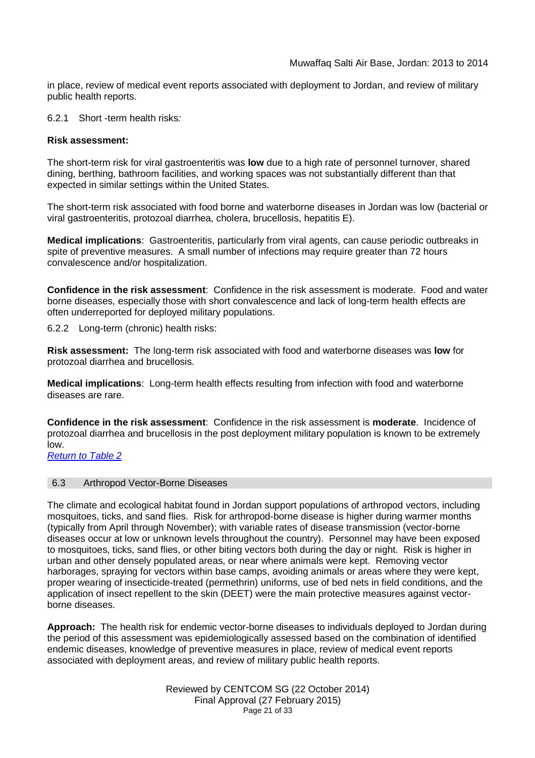in place, review of medical event reports associated with deployment to Jordan, and review of military public health reports.

6.2.1 Short -term health risks*:*

**Risk assessment:**

The short-term risk for viral gastroenteritis was **low** due to a high rate of personnel turnover, shared dining, berthing, bathroom facilities, and working spaces was not substantially different than that expected in similar settings within the United States.

The short-term risk associated with food borne and waterborne diseases in Jordan was low (bacterial or viral gastroenteritis, protozoal diarrhea, cholera, brucellosis, hepatitis E).

**Medical implications**: Gastroenteritis, particularly from viral agents, can cause periodic outbreaks in spite of preventive measures. A small number of infections may require greater than 72 hours convalescence and/or hospitalization.

**Confidence in the risk assessment**: Confidence in the risk assessment is moderate. Food and water borne diseases, especially those with short convalescence and lack of long-term health effects are often underreported for deployed military populations.

6.2.2 Long-term (chronic) health risks:

**Risk assessment:** The long-term risk associated with food and waterborne diseases was **low** for protozoal diarrhea and brucellosis.

**Medical implications**: Long-term health effects resulting from infection with food and waterborne diseases are rare.

**Confidence in the risk assessment**: Confidence in the risk assessment is **moderate**. Incidence of protozoal diarrhea and brucellosis in the post deployment military population is known to be extremely low.

*Return to Table 2*

## 6.3 Arthropod Vector-Borne Diseases

The climate and ecological habitat found in Jordan support populations of arthropod vectors, including mosquitoes, ticks, and sand flies. Risk for arthropod-borne disease is higher during warmer months (typically from April through November); with variable rates of disease transmission (vector-borne diseases occur at low or unknown levels throughout the country). Personnel may have been exposed to mosquitoes, ticks, sand flies, or other biting vectors both during the day or night. Risk is higher in urban and other densely populated areas, or near where animals were kept. Removing vector harborages, spraying for vectors within base camps, avoiding animals or areas where they were kept, proper wearing of insecticide-treated (permethrin) uniforms, use of bed nets in field conditions, and the application of insect repellent to the skin (DEET) were the main protective measures against vector-borne diseases.

**Approach:** The health risk for endemic vector-borne diseases to individuals deployed to Jordan during the period of this assessment was epidemiologically assessed based on the combination of identified endemic diseases, knowledge of preventive measures in place, review of medical event reports associated with deployment areas, and review of military public health reports.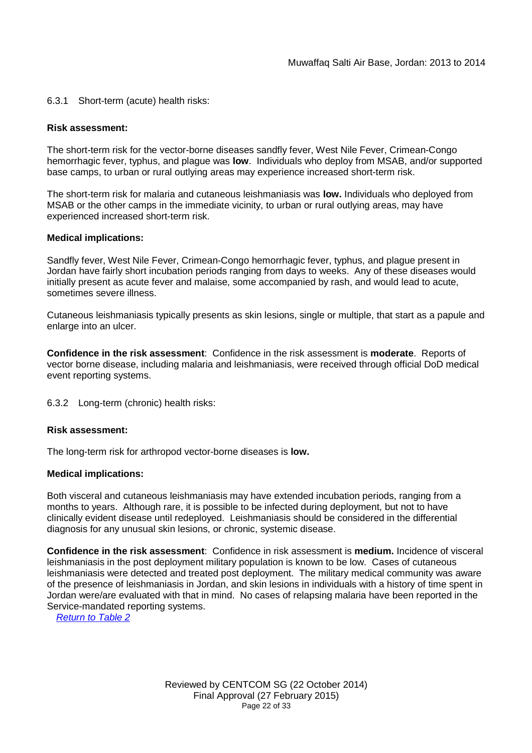#### 6.3.1 Short-term (acute) health risks:

**Risk assessment:**

The short-term risk for the vector-borne diseases sandfly fever, West Nile Fever, Crimean-Congo hemorrhagic fever, typhus, and plague was **low**. Individuals who deploy from MSAB, and/or supported base camps, to urban or rural outlying areas may experience increased short-term risk.

The short-term risk for malaria and cutaneous leishmaniasis was **low.** Individuals who deployed from MSAB or the other camps in the immediate vicinity, to urban or rural outlying areas, may have experienced increased short-term risk.

**Medical implications:**

Sandfly fever, West Nile Fever, Crimean-Congo hemorrhagic fever, typhus, and plague present in Jordan have fairly short incubation periods ranging from days to weeks. Any of these diseases would initially present as acute fever and malaise, some accompanied by rash, and would lead to acute, sometimes severe illness.

Cutaneous leishmaniasis typically presents as skin lesions, single or multiple, that start as a papule and enlarge into an ulcer.

**Confidence in the risk assessment**: Confidence in the risk assessment is **moderate**. Reports of vector borne disease, including malaria and leishmaniasis, were received through official DoD medical event reporting systems.

#### 6.3.2 Long-term (chronic) health risks:

**Risk assessment:**

The long-term risk for arthropod vector-borne diseases is **low.**

**Medical implications:**

Both visceral and cutaneous leishmaniasis may have extended incubation periods, ranging from a months to years. Although rare, it is possible to be infected during deployment, but not to have clinically evident disease until redeployed. Leishmaniasis should be considered in the differential diagnosis for any unusual skin lesions, or chronic, systemic disease.

**Confidence in the risk assessment**: Confidence in risk assessment is **medium.** Incidence of visceral leishmaniasis in the post deployment military population is known to be low. Cases of cutaneous leishmaniasis were detected and treated post deployment. The military medical community was aware of the presence of leishmaniasis in Jordan, and skin lesions in individuals with a history of time spent in Jordan were/are evaluated with that in mind. No cases of relapsing malaria have been reported in the Service-mandated reporting systems.

*Return to Table 2*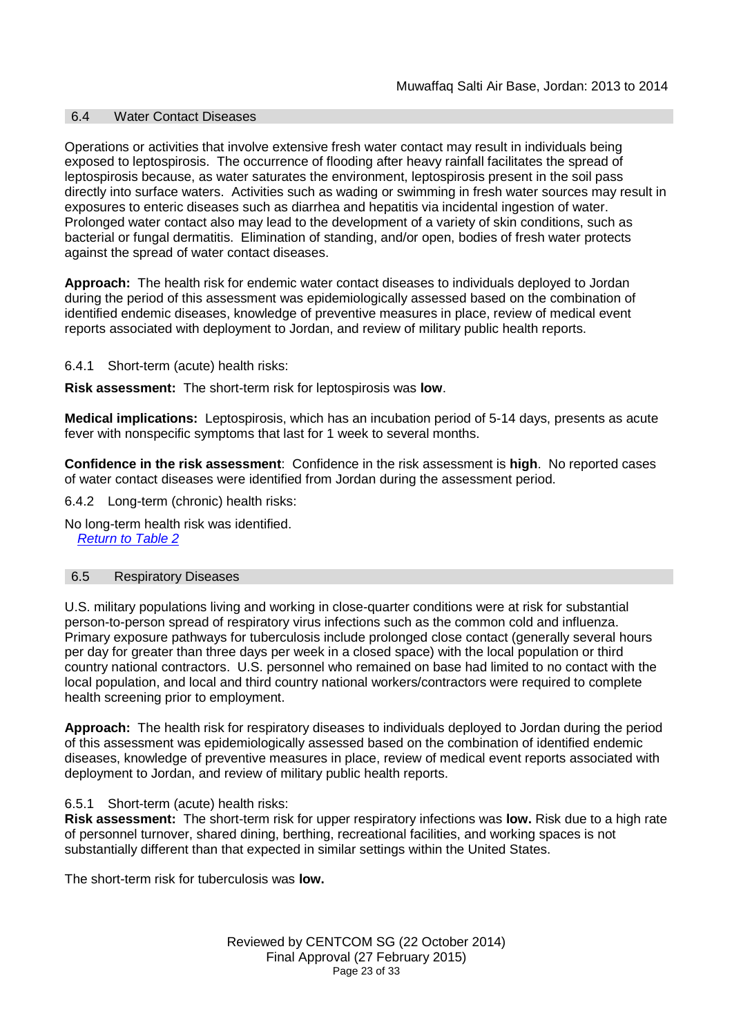## 6.4 Water Contact Diseases

Operations or activities that involve extensive fresh water contact may result in individuals being exposed to leptospirosis. The occurrence of flooding after heavy rainfall facilitates the spread of leptospirosis because, as water saturates the environment, leptospirosis present in the soil pass directly into surface waters. Activities such as wading or swimming in fresh water sources may result in exposures to enteric diseases such as diarrhea and hepatitis via incidental ingestion of water. Prolonged water contact also may lead to the development of a variety of skin conditions, such as bacterial or fungal dermatitis. Elimination of standing, and/or open, bodies of fresh water protects against the spread of water contact diseases.

**Approach:** The health risk for endemic water contact diseases to individuals deployed to Jordan during the period of this assessment was epidemiologically assessed based on the combination of identified endemic diseases, knowledge of preventive measures in place, review of medical event reports associated with deployment to Jordan, and review of military public health reports.

### 6.4.1 Short-term (acute) health risks:

**Risk assessment:** The short-term risk for leptospirosis was **low**.

**Medical implications:** Leptospirosis, which has an incubation period of 5-14 days, presents as acute fever with nonspecific symptoms that last for 1 week to several months.

**Confidence in the risk assessment**: Confidence in the risk assessment is **high**. No reported cases of water contact diseases were identified from Jordan during the assessment period.

### 6.4.2 Long-term (chronic) health risks:

No long-term health risk was identified.
*Return to Table 2*

## 6.5 Respiratory Diseases

U.S. military populations living and working in close-quarter conditions were at risk for substantial person-to-person spread of respiratory virus infections such as the common cold and influenza. Primary exposure pathways for tuberculosis include prolonged close contact (generally several hours per day for greater than three days per week in a closed space) with the local population or third country national contractors. U.S. personnel who remained on base had limited to no contact with the local population, and local and third country national workers/contractors were required to complete health screening prior to employment.

**Approach:** The health risk for respiratory diseases to individuals deployed to Jordan during the period of this assessment was epidemiologically assessed based on the combination of identified endemic diseases, knowledge of preventive measures in place, review of medical event reports associated with deployment to Jordan, and review of military public health reports.

### 6.5.1 Short-term (acute) health risks:

**Risk assessment:** The short-term risk for upper respiratory infections was **low.** Risk due to a high rate of personnel turnover, shared dining, berthing, recreational facilities, and working spaces is not substantially different than that expected in similar settings within the United States.

The short-term risk for tuberculosis was **low.**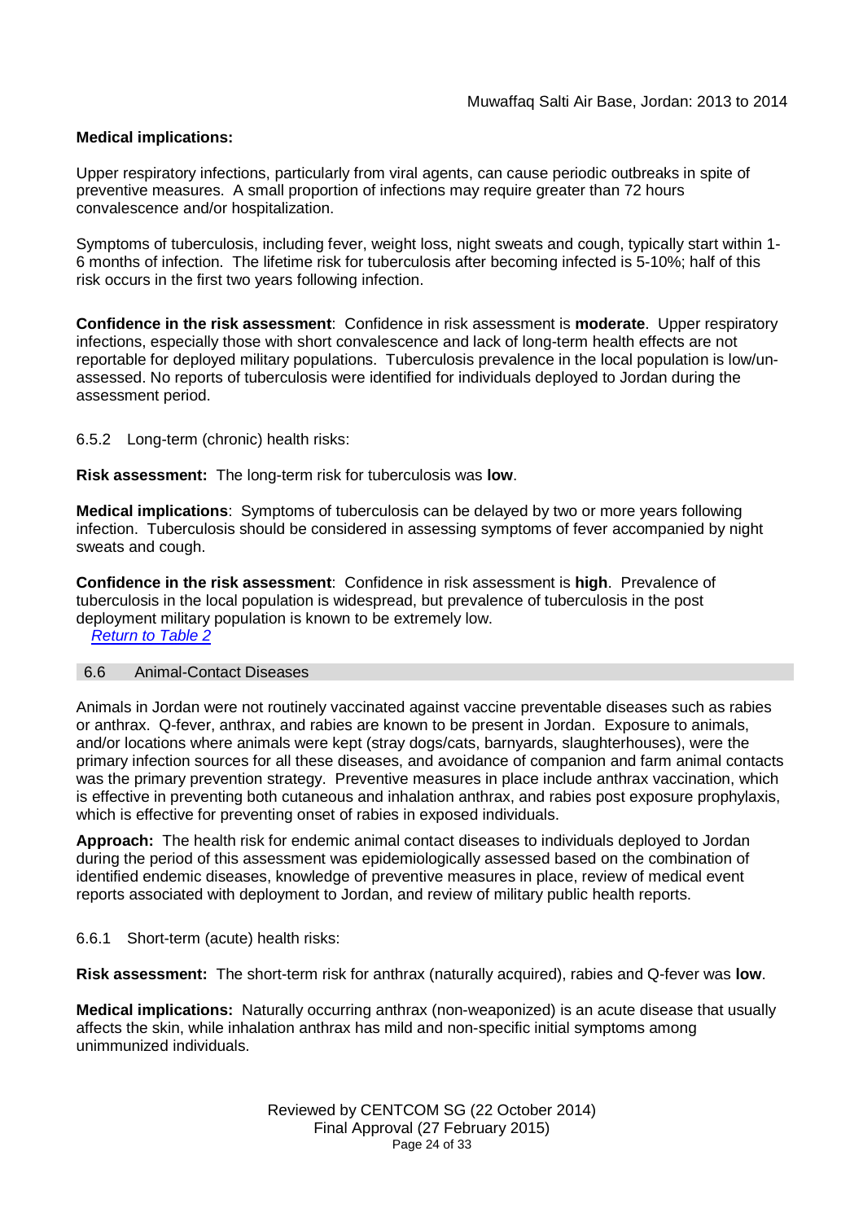**Medical implications:**

Upper respiratory infections, particularly from viral agents, can cause periodic outbreaks in spite of preventive measures. A small proportion of infections may require greater than 72 hours convalescence and/or hospitalization.

Symptoms of tuberculosis, including fever, weight loss, night sweats and cough, typically start within 1-6 months of infection. The lifetime risk for tuberculosis after becoming infected is 5-10%; half of this risk occurs in the first two years following infection.

**Confidence in the risk assessment**: Confidence in risk assessment is **moderate**. Upper respiratory infections, especially those with short convalescence and lack of long-term health effects are not reportable for deployed military populations. Tuberculosis prevalence in the local population is low/un-assessed. No reports of tuberculosis were identified for individuals deployed to Jordan during the assessment period.

6.5.2 Long-term (chronic) health risks:

**Risk assessment:** The long-term risk for tuberculosis was **low**.

**Medical implications**: Symptoms of tuberculosis can be delayed by two or more years following infection. Tuberculosis should be considered in assessing symptoms of fever accompanied by night sweats and cough.

**Confidence in the risk assessment**: Confidence in risk assessment is **high**. Prevalence of tuberculosis in the local population is widespread, but prevalence of tuberculosis in the post deployment military population is known to be extremely low.

*Return to Table 2*

## 6.6 Animal-Contact Diseases

Animals in Jordan were not routinely vaccinated against vaccine preventable diseases such as rabies or anthrax. Q-fever, anthrax, and rabies are known to be present in Jordan. Exposure to animals, and/or locations where animals were kept (stray dogs/cats, barnyards, slaughterhouses), were the primary infection sources for all these diseases, and avoidance of companion and farm animal contacts was the primary prevention strategy. Preventive measures in place include anthrax vaccination, which is effective in preventing both cutaneous and inhalation anthrax, and rabies post exposure prophylaxis, which is effective for preventing onset of rabies in exposed individuals.

**Approach:** The health risk for endemic animal contact diseases to individuals deployed to Jordan during the period of this assessment was epidemiologically assessed based on the combination of identified endemic diseases, knowledge of preventive measures in place, review of medical event reports associated with deployment to Jordan, and review of military public health reports.

6.6.1 Short-term (acute) health risks:

**Risk assessment:** The short-term risk for anthrax (naturally acquired), rabies and Q-fever was **low**.

**Medical implications:** Naturally occurring anthrax (non-weaponized) is an acute disease that usually affects the skin, while inhalation anthrax has mild and non-specific initial symptoms among unimmunized individuals.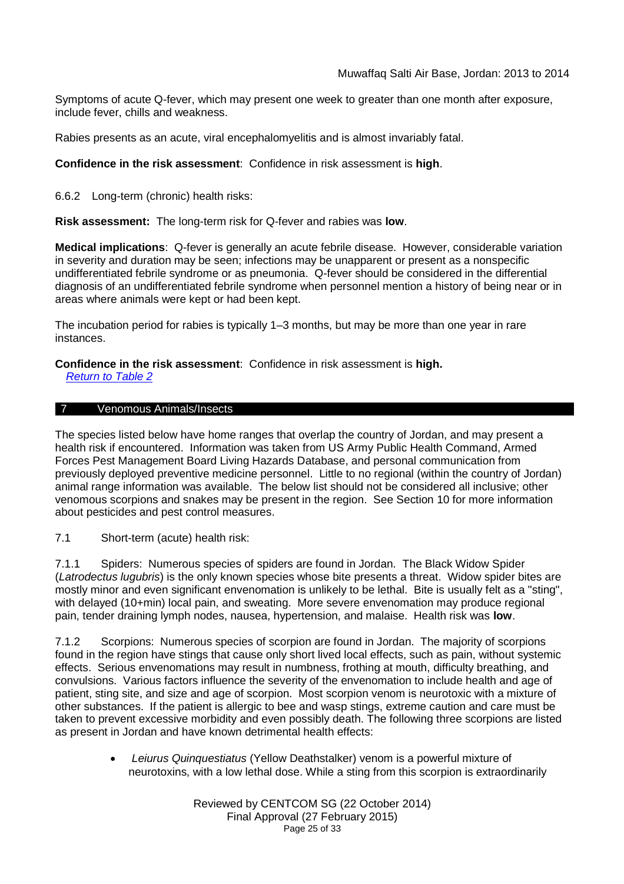Symptoms of acute Q-fever, which may present one week to greater than one month after exposure, include fever, chills and weakness.

Rabies presents as an acute, viral encephalomyelitis and is almost invariably fatal.

**Confidence in the risk assessment**: Confidence in risk assessment is **high**.

6.6.2 Long-term (chronic) health risks:

**Risk assessment:** The long-term risk for Q-fever and rabies was **low**.

**Medical implications**: Q-fever is generally an acute febrile disease. However, considerable variation in severity and duration may be seen; infections may be unapparent or present as a nonspecific undifferentiated febrile syndrome or as pneumonia. Q-fever should be considered in the differential diagnosis of an undifferentiated febrile syndrome when personnel mention a history of being near or in areas where animals were kept or had been kept.

The incubation period for rabies is typically 1–3 months, but may be more than one year in rare instances.

**Confidence in the risk assessment**: Confidence in risk assessment is **high.**

*Return to Table 2*

## 7 Venomous Animals/Insects

The species listed below have home ranges that overlap the country of Jordan, and may present a health risk if encountered. Information was taken from US Army Public Health Command, Armed Forces Pest Management Board Living Hazards Database, and personal communication from previously deployed preventive medicine personnel. Little to no regional (within the country of Jordan) animal range information was available. The below list should not be considered all inclusive; other venomous scorpions and snakes may be present in the region. See Section 10 for more information about pesticides and pest control measures.

7.1 Short-term (acute) health risk:

7.1.1 Spiders: Numerous species of spiders are found in Jordan. The Black Widow Spider (*Latrodectus lugubris*) is the only known species whose bite presents a threat. Widow spider bites are mostly minor and even significant envenomation is unlikely to be lethal. Bite is usually felt as a "sting", with delayed (10+min) local pain, and sweating. More severe envenomation may produce regional pain, tender draining lymph nodes, nausea, hypertension, and malaise. Health risk was **low**.

7.1.2 Scorpions: Numerous species of scorpion are found in Jordan. The majority of scorpions found in the region have stings that cause only short lived local effects, such as pain, without systemic effects. Serious envenomations may result in numbness, frothing at mouth, difficulty breathing, and convulsions. Various factors influence the severity of the envenomation to include health and age of patient, sting site, and size and age of scorpion. Most scorpion venom is neurotoxic with a mixture of other substances. If the patient is allergic to bee and wasp stings, extreme caution and care must be taken to prevent excessive morbidity and even possibly death. The following three scorpions are listed as present in Jordan and have known detrimental health effects:

- *Leiurus Quinquestiatus* (Yellow Deathstalker) venom is a powerful mixture of neurotoxins, with a low lethal dose. While a sting from this scorpion is extraordinarily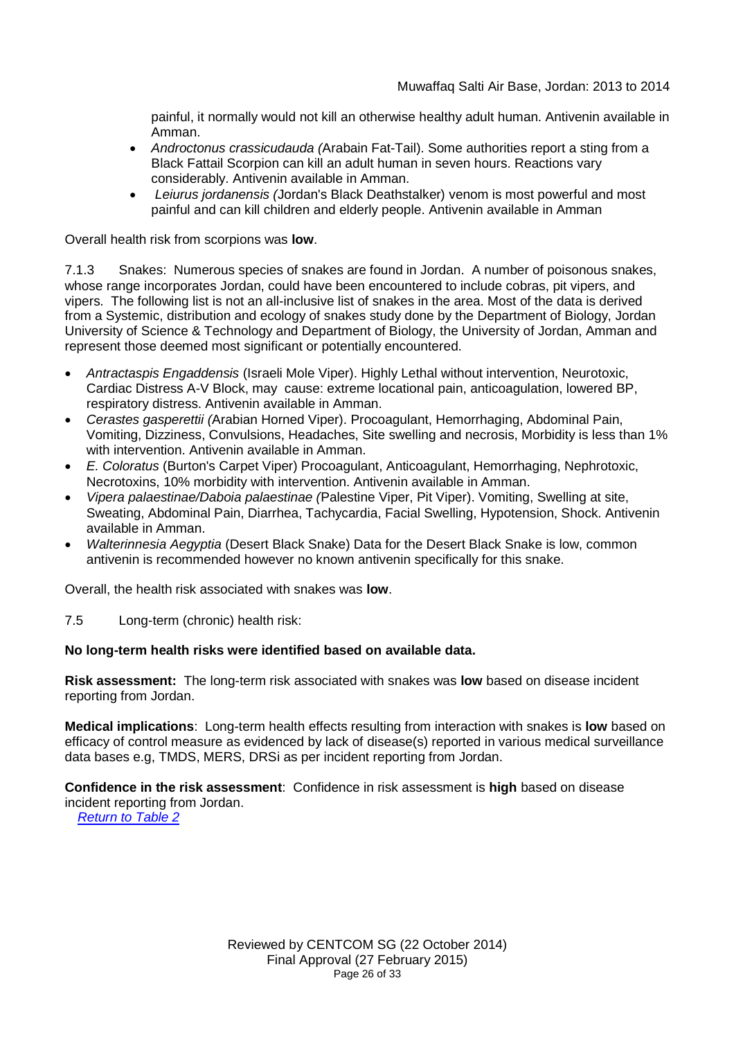painful, it normally would not kill an otherwise healthy adult human. Antivenin available in Amman.

- *Androctonus crassicudauda (*Arabain Fat-Tail). Some authorities report a sting from a Black Fattail Scorpion can kill an adult human in seven hours. Reactions vary considerably. Antivenin available in Amman.
- *Leiurus jordanensis (*Jordan's Black Deathstalker) venom is most powerful and most painful and can kill children and elderly people. Antivenin available in Amman

Overall health risk from scorpions was **low**.

7.1.3 Snakes: Numerous species of snakes are found in Jordan. A number of poisonous snakes, whose range incorporates Jordan, could have been encountered to include cobras, pit vipers, and vipers. The following list is not an all-inclusive list of snakes in the area. Most of the data is derived from a Systemic, distribution and ecology of snakes study done by the Department of Biology, Jordan University of Science & Technology and Department of Biology, the University of Jordan, Amman and represent those deemed most significant or potentially encountered.

- *Antractaspis Engaddensis* (Israeli Mole Viper). Highly Lethal without intervention, Neurotoxic, Cardiac Distress A-V Block, may cause: extreme locational pain, anticoagulation, lowered BP, respiratory distress. Antivenin available in Amman.
- *Cerastes gasperettii (*Arabian Horned Viper). Procoagulant, Hemorrhaging, Abdominal Pain, Vomiting, Dizziness, Convulsions, Headaches, Site swelling and necrosis, Morbidity is less than 1% with intervention. Antivenin available in Amman.
- *E. Coloratus* (Burton's Carpet Viper) Procoagulant, Anticoagulant, Hemorrhaging, Nephrotoxic, Necrotoxins, 10% morbidity with intervention. Antivenin available in Amman.
- *Vipera palaestinae/Daboia palaestinae (*Palestine Viper, Pit Viper). Vomiting, Swelling at site, Sweating, Abdominal Pain, Diarrhea, Tachycardia, Facial Swelling, Hypotension, Shock. Antivenin available in Amman.
- *Walterinnesia Aegyptia* (Desert Black Snake) Data for the Desert Black Snake is low, common antivenin is recommended however no known antivenin specifically for this snake.

Overall, the health risk associated with snakes was **low**.

7.5 Long-term (chronic) health risk:

**No long-term health risks were identified based on available data.**

**Risk assessment:** The long-term risk associated with snakes was **low** based on disease incident reporting from Jordan.

**Medical implications**: Long-term health effects resulting from interaction with snakes is **low** based on efficacy of control measure as evidenced by lack of disease(s) reported in various medical surveillance data bases e.g, TMDS, MERS, DRSi as per incident reporting from Jordan.

**Confidence in the risk assessment**: Confidence in risk assessment is **high** based on disease incident reporting from Jordan.

[Return to Table 2](#)

Reviewed by CENTCOM SG (22 October 2014)
Final Approval (27 February 2015)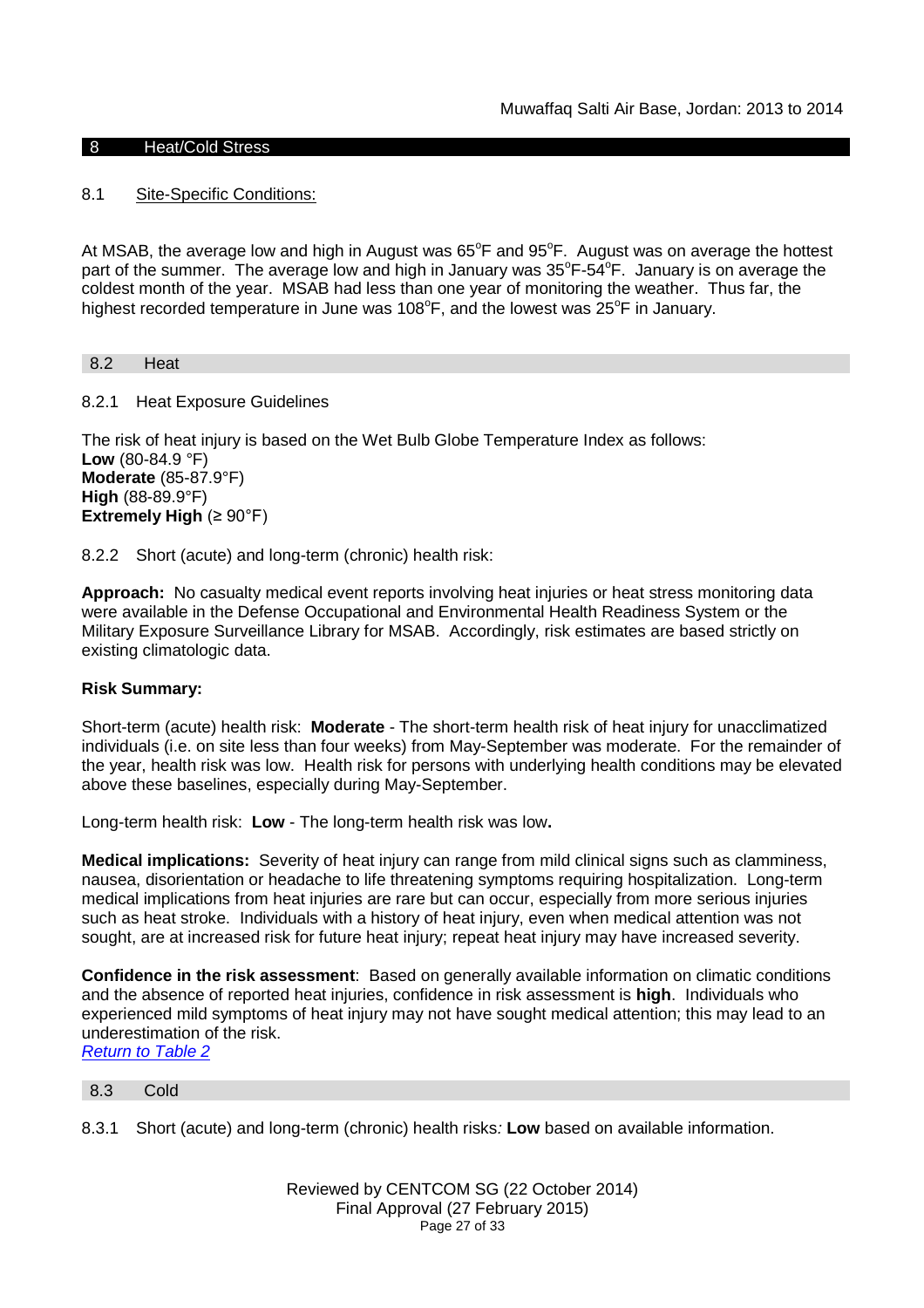## 8 Heat/Cold Stress

### 8.1 Site-Specific Conditions:

At MSAB, the average low and high in August was 65°F and 95°F. August was on average the hottest part of the summer. The average low and high in January was 35°F-54°F. January is on average the coldest month of the year. MSAB had less than one year of monitoring the weather. Thus far, the highest recorded temperature in June was 108°F, and the lowest was 25°F in January.

### 8.2 Heat

#### 8.2.1 Heat Exposure Guidelines

The risk of heat injury is based on the Wet Bulb Globe Temperature Index as follows:
**Low** (80-84.9 °F)
**Moderate** (85-87.9°F)
**High** (88-89.9°F)
**Extremely High** (≥ 90°F)

#### 8.2.2 Short (acute) and long-term (chronic) health risk:

**Approach:** No casualty medical event reports involving heat injuries or heat stress monitoring data were available in the Defense Occupational and Environmental Health Readiness System or the Military Exposure Surveillance Library for MSAB. Accordingly, risk estimates are based strictly on existing climatologic data.

**Risk Summary:**

Short-term (acute) health risk: **Moderate** - The short-term health risk of heat injury for unacclimatized individuals (i.e. on site less than four weeks) from May-September was moderate. For the remainder of the year, health risk was low. Health risk for persons with underlying health conditions may be elevated above these baselines, especially during May-September.

Long-term health risk: **Low** - The long-term health risk was low**.**

**Medical implications:** Severity of heat injury can range from mild clinical signs such as clamminess, nausea, disorientation or headache to life threatening symptoms requiring hospitalization. Long-term medical implications from heat injuries are rare but can occur, especially from more serious injuries such as heat stroke. Individuals with a history of heat injury, even when medical attention was not sought, are at increased risk for future heat injury; repeat heat injury may have increased severity.

**Confidence in the risk assessment**: Based on generally available information on climatic conditions and the absence of reported heat injuries, confidence in risk assessment is **high**. Individuals who experienced mild symptoms of heat injury may not have sought medical attention; this may lead to an underestimation of the risk.
*Return to Table 2*

### 8.3 Cold

8.3.1 Short (acute) and long-term (chronic) health risks*:* **Low** based on available information.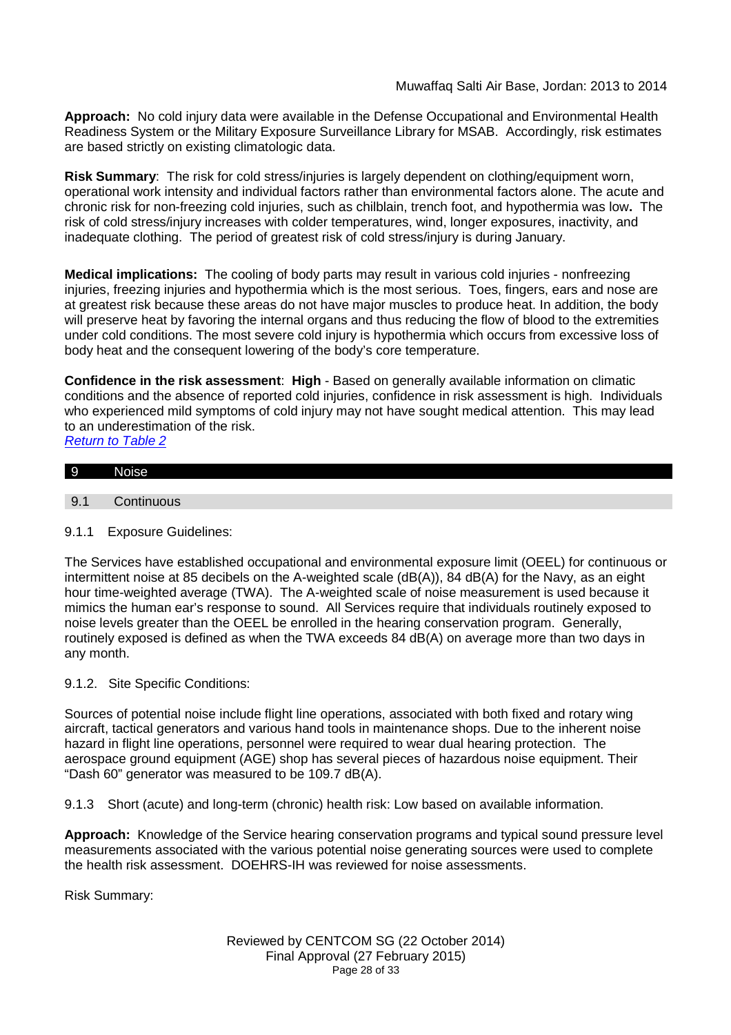**Approach:** No cold injury data were available in the Defense Occupational and Environmental Health Readiness System or the Military Exposure Surveillance Library for MSAB. Accordingly, risk estimates are based strictly on existing climatologic data.

**Risk Summary**: The risk for cold stress/injuries is largely dependent on clothing/equipment worn, operational work intensity and individual factors rather than environmental factors alone. The acute and chronic risk for non-freezing cold injuries, such as chilblain, trench foot, and hypothermia was low**.** The risk of cold stress/injury increases with colder temperatures, wind, longer exposures, inactivity, and inadequate clothing. The period of greatest risk of cold stress/injury is during January.

**Medical implications:** The cooling of body parts may result in various cold injuries - nonfreezing injuries, freezing injuries and hypothermia which is the most serious. Toes, fingers, ears and nose are at greatest risk because these areas do not have major muscles to produce heat. In addition, the body will preserve heat by favoring the internal organs and thus reducing the flow of blood to the extremities under cold conditions. The most severe cold injury is hypothermia which occurs from excessive loss of body heat and the consequent lowering of the body's core temperature.

**Confidence in the risk assessment**: **High** - Based on generally available information on climatic conditions and the absence of reported cold injuries, confidence in risk assessment is high. Individuals who experienced mild symptoms of cold injury may not have sought medical attention. This may lead to an underestimation of the risk.
*Return to Table 2*

# 9 Noise

## 9.1 Continuous

### 9.1.1 Exposure Guidelines:

The Services have established occupational and environmental exposure limit (OEEL) for continuous or intermittent noise at 85 decibels on the A-weighted scale (dB(A)), 84 dB(A) for the Navy, as an eight hour time-weighted average (TWA). The A-weighted scale of noise measurement is used because it mimics the human ear's response to sound. All Services require that individuals routinely exposed to noise levels greater than the OEEL be enrolled in the hearing conservation program. Generally, routinely exposed is defined as when the TWA exceeds 84 dB(A) on average more than two days in any month.

### 9.1.2. Site Specific Conditions:

Sources of potential noise include flight line operations, associated with both fixed and rotary wing aircraft, tactical generators and various hand tools in maintenance shops. Due to the inherent noise hazard in flight line operations, personnel were required to wear dual hearing protection. The aerospace ground equipment (AGE) shop has several pieces of hazardous noise equipment. Their "Dash 60" generator was measured to be 109.7 dB(A).

### 9.1.3 Short (acute) and long-term (chronic) health risk: Low based on available information.

**Approach:** Knowledge of the Service hearing conservation programs and typical sound pressure level measurements associated with the various potential noise generating sources were used to complete the health risk assessment. DOEHRS-IH was reviewed for noise assessments.

Risk Summary: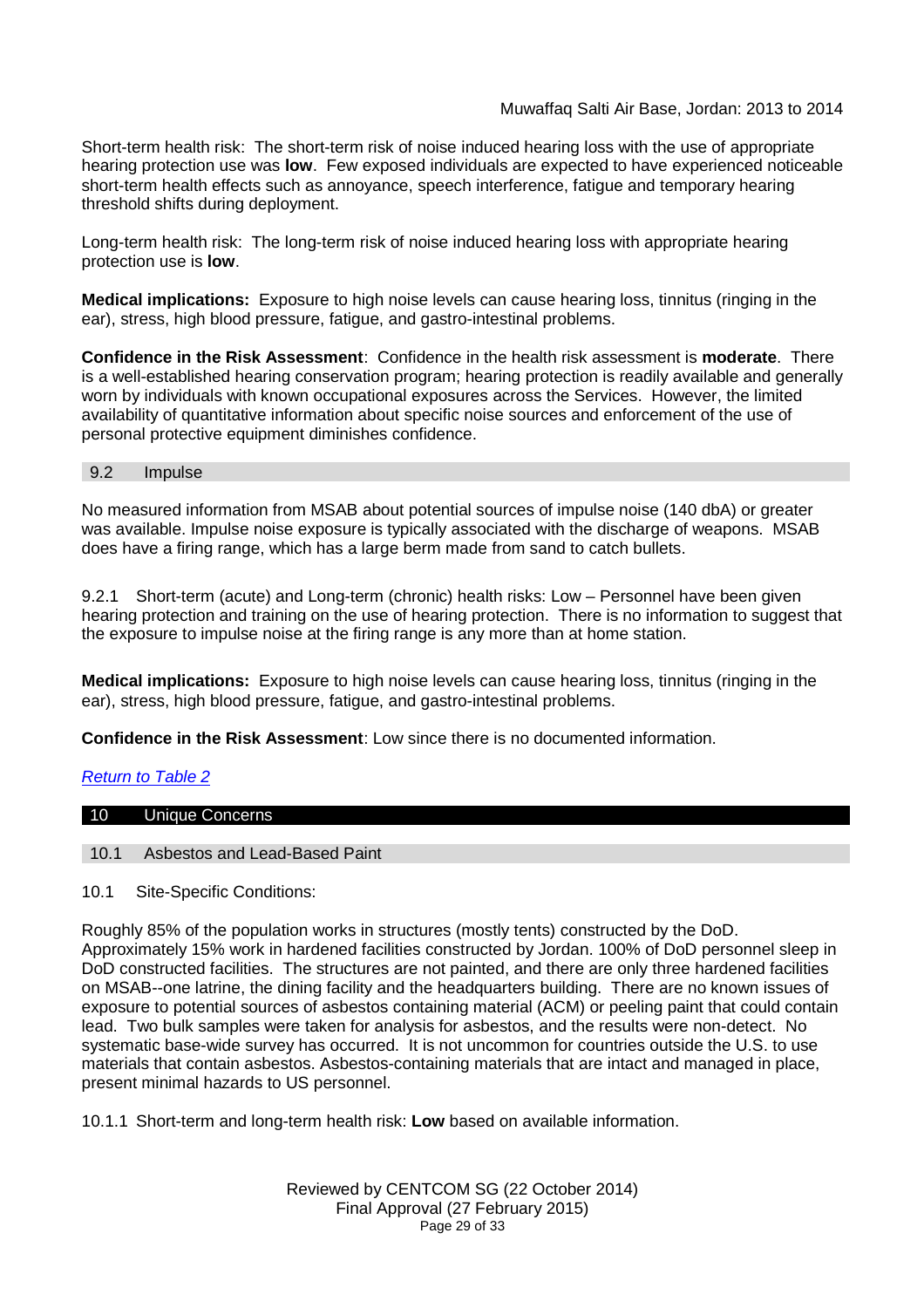Short-term health risk: The short-term risk of noise induced hearing loss with the use of appropriate hearing protection use was **low**. Few exposed individuals are expected to have experienced noticeable short-term health effects such as annoyance, speech interference, fatigue and temporary hearing threshold shifts during deployment.

Long-term health risk: The long-term risk of noise induced hearing loss with appropriate hearing protection use is **low**.

**Medical implications:** Exposure to high noise levels can cause hearing loss, tinnitus (ringing in the ear), stress, high blood pressure, fatigue, and gastro-intestinal problems.

**Confidence in the Risk Assessment**: Confidence in the health risk assessment is **moderate**. There is a well-established hearing conservation program; hearing protection is readily available and generally worn by individuals with known occupational exposures across the Services. However, the limited availability of quantitative information about specific noise sources and enforcement of the use of personal protective equipment diminishes confidence.

### 9.2 Impulse

No measured information from MSAB about potential sources of impulse noise (140 dbA) or greater was available. Impulse noise exposure is typically associated with the discharge of weapons. MSAB does have a firing range, which has a large berm made from sand to catch bullets.

9.2.1 Short-term (acute) and Long-term (chronic) health risks: Low – Personnel have been given hearing protection and training on the use of hearing protection. There is no information to suggest that the exposure to impulse noise at the firing range is any more than at home station.

**Medical implications:** Exposure to high noise levels can cause hearing loss, tinnitus (ringing in the ear), stress, high blood pressure, fatigue, and gastro-intestinal problems.

**Confidence in the Risk Assessment**: Low since there is no documented information.

*Return to Table 2*

## 10 Unique Concerns

### 10.1 Asbestos and Lead-Based Paint

10.1 Site-Specific Conditions:

Roughly 85% of the population works in structures (mostly tents) constructed by the DoD. Approximately 15% work in hardened facilities constructed by Jordan. 100% of DoD personnel sleep in DoD constructed facilities. The structures are not painted, and there are only three hardened facilities on MSAB--one latrine, the dining facility and the headquarters building. There are no known issues of exposure to potential sources of asbestos containing material (ACM) or peeling paint that could contain lead. Two bulk samples were taken for analysis for asbestos, and the results were non-detect. No systematic base-wide survey has occurred. It is not uncommon for countries outside the U.S. to use materials that contain asbestos. Asbestos-containing materials that are intact and managed in place, present minimal hazards to US personnel.

10.1.1 Short-term and long-term health risk: **Low** based on available information.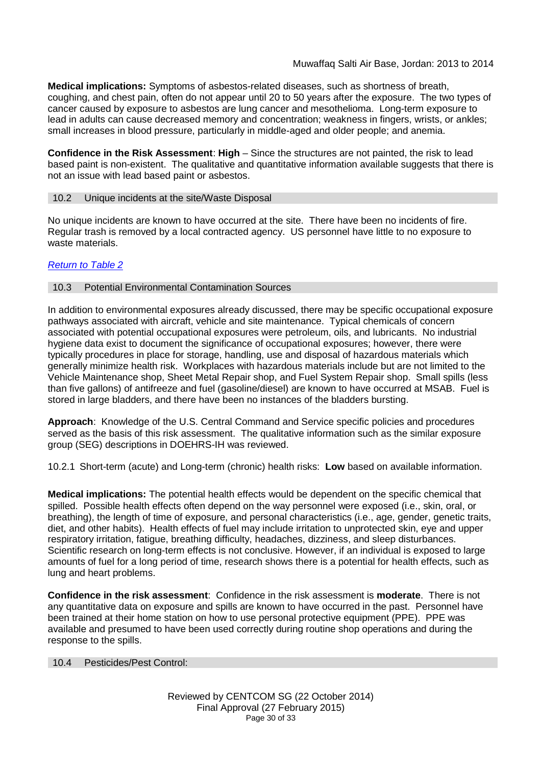**Medical implications:** Symptoms of asbestos-related diseases, such as shortness of breath, coughing, and chest pain, often do not appear until 20 to 50 years after the exposure. The two types of cancer caused by exposure to asbestos are lung cancer and mesothelioma. Long-term exposure to lead in adults can cause decreased memory and concentration; weakness in fingers, wrists, or ankles; small increases in blood pressure, particularly in middle-aged and older people; and anemia.

**Confidence in the Risk Assessment**: **High** – Since the structures are not painted, the risk to lead based paint is non-existent. The qualitative and quantitative information available suggests that there is not an issue with lead based paint or asbestos.

## 10.2 Unique incidents at the site/Waste Disposal

No unique incidents are known to have occurred at the site. There have been no incidents of fire. Regular trash is removed by a local contracted agency. US personnel have little to no exposure to waste materials.

*Return to Table 2*

## 10.3 Potential Environmental Contamination Sources

In addition to environmental exposures already discussed, there may be specific occupational exposure pathways associated with aircraft, vehicle and site maintenance. Typical chemicals of concern associated with potential occupational exposures were petroleum, oils, and lubricants. No industrial hygiene data exist to document the significance of occupational exposures; however, there were typically procedures in place for storage, handling, use and disposal of hazardous materials which generally minimize health risk. Workplaces with hazardous materials include but are not limited to the Vehicle Maintenance shop, Sheet Metal Repair shop, and Fuel System Repair shop. Small spills (less than five gallons) of antifreeze and fuel (gasoline/diesel) are known to have occurred at MSAB. Fuel is stored in large bladders, and there have been no instances of the bladders bursting.

**Approach**: Knowledge of the U.S. Central Command and Service specific policies and procedures served as the basis of this risk assessment. The qualitative information such as the similar exposure group (SEG) descriptions in DOEHRS-IH was reviewed.

10.2.1 Short-term (acute) and Long-term (chronic) health risks: **Low** based on available information.

**Medical implications:** The potential health effects would be dependent on the specific chemical that spilled. Possible health effects often depend on the way personnel were exposed (i.e., skin, oral, or breathing), the length of time of exposure, and personal characteristics (i.e., age, gender, genetic traits, diet, and other habits). Health effects of fuel may include irritation to unprotected skin, eye and upper respiratory irritation, fatigue, breathing difficulty, headaches, dizziness, and sleep disturbances. Scientific research on long-term effects is not conclusive. However, if an individual is exposed to large amounts of fuel for a long period of time, research shows there is a potential for health effects, such as lung and heart problems.

**Confidence in the risk assessment**: Confidence in the risk assessment is **moderate**. There is not any quantitative data on exposure and spills are known to have occurred in the past. Personnel have been trained at their home station on how to use personal protective equipment (PPE). PPE was available and presumed to have been used correctly during routine shop operations and during the response to the spills.

## 10.4 Pesticides/Pest Control: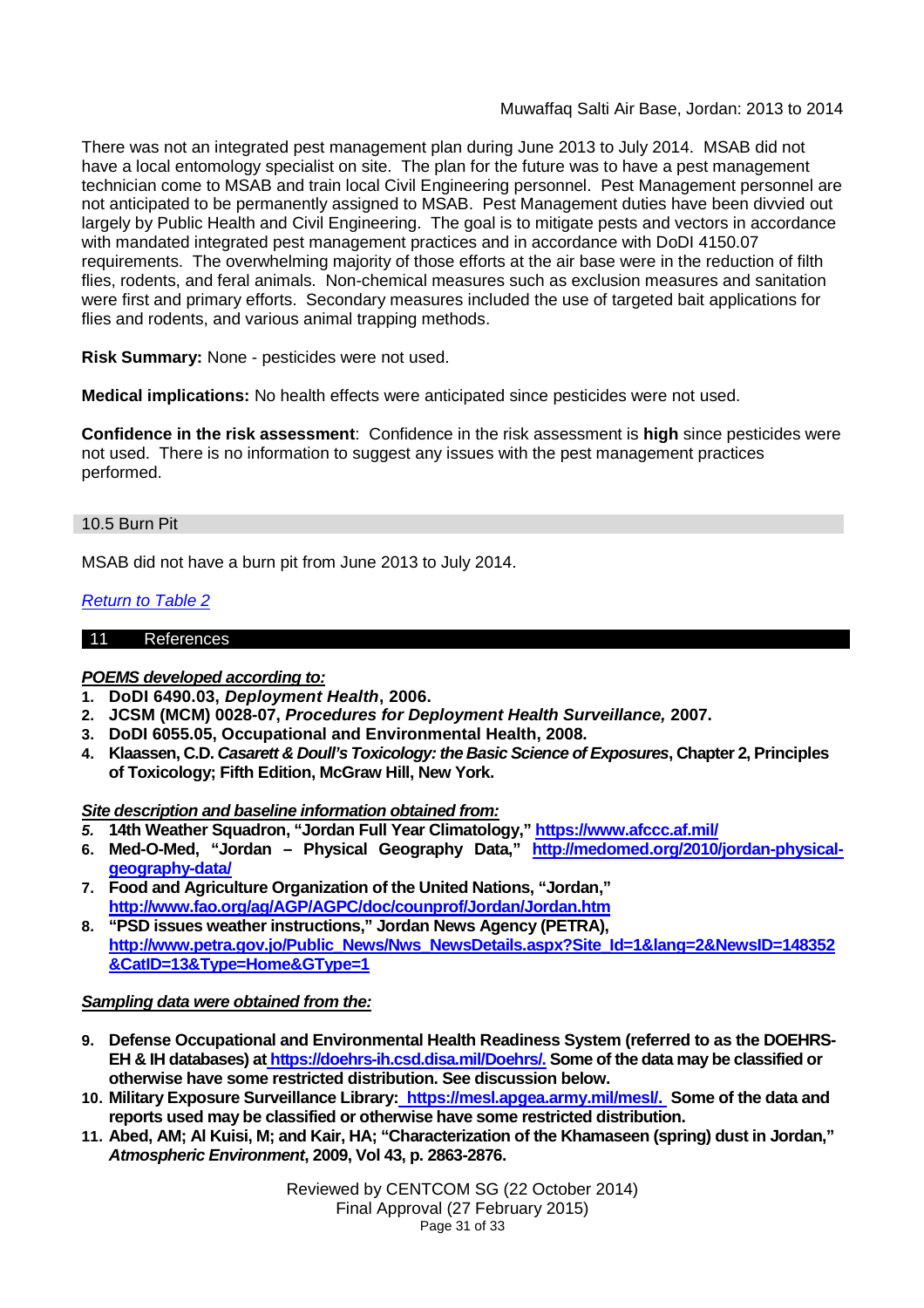There was not an integrated pest management plan during June 2013 to July 2014. MSAB did not have a local entomology specialist on site. The plan for the future was to have a pest management technician come to MSAB and train local Civil Engineering personnel. Pest Management personnel are not anticipated to be permanently assigned to MSAB. Pest Management duties have been divvied out largely by Public Health and Civil Engineering. The goal is to mitigate pests and vectors in accordance with mandated integrated pest management practices and in accordance with DoDI 4150.07 requirements. The overwhelming majority of those efforts at the air base were in the reduction of filth flies, rodents, and feral animals. Non-chemical measures such as exclusion measures and sanitation were first and primary efforts. Secondary measures included the use of targeted bait applications for flies and rodents, and various animal trapping methods.

**Risk Summary:** None - pesticides were not used.

**Medical implications:** No health effects were anticipated since pesticides were not used.

**Confidence in the risk assessment**: Confidence in the risk assessment is **high** since pesticides were not used. There is no information to suggest any issues with the pest management practices performed.

### 10.5 Burn Pit

MSAB did not have a burn pit from June 2013 to July 2014.

*Return to Table 2*

## 11 References

***POEMS developed according to:***

1. **DoDI 6490.03, *Deployment Health*, 2006.**
2. **JCSM (MCM) 0028-07, *Procedures for Deployment Health Surveillance,* 2007.**
3. **DoDI 6055.05, Occupational and Environmental Health, 2008.**
4. **Klaassen, C.D. *Casarett & Doull's Toxicology: the Basic Science of Exposures*, Chapter 2, Principles of Toxicology; Fifth Edition, McGraw Hill, New York.**

***Site description and baseline information obtained from:***

5. **14th Weather Squadron, "Jordan Full Year Climatology," https://www.afccc.af.mil/**
6. **Med-O-Med, "Jordan – Physical Geography Data," http://medomed.org/2010/jordan-physical-geography-data/**
7. **Food and Agriculture Organization of the United Nations, "Jordan," http://www.fao.org/ag/AGP/AGPC/doc/counprof/Jordan/Jordan.htm**
8. **"PSD issues weather instructions," Jordan News Agency (PETRA), http://www.petra.gov.jo/Public_News/Nws_NewsDetails.aspx?Site_Id=1&lang=2&NewsID=148352&CatID=13&Type=Home&GType=1**

***Sampling data were obtained from the:***

9. **Defense Occupational and Environmental Health Readiness System (referred to as the DOEHRS-EH & IH databases) at https://doehrs-ih.csd.disa.mil/Doehrs/. Some of the data may be classified or otherwise have some restricted distribution. See discussion below.**
10. **Military Exposure Surveillance Library: https://mesl.apgea.army.mil/mesl/. Some of the data and reports used may be classified or otherwise have some restricted distribution.**
11. **Abed, AM; Al Kuisi, M; and Kair, HA; "Characterization of the Khamaseen (spring) dust in Jordan," *Atmospheric Environment*, 2009, Vol 43, p. 2863-2876.**

Reviewed by CENTCOM SG (22 October 2014)
Final Approval (27 February 2015)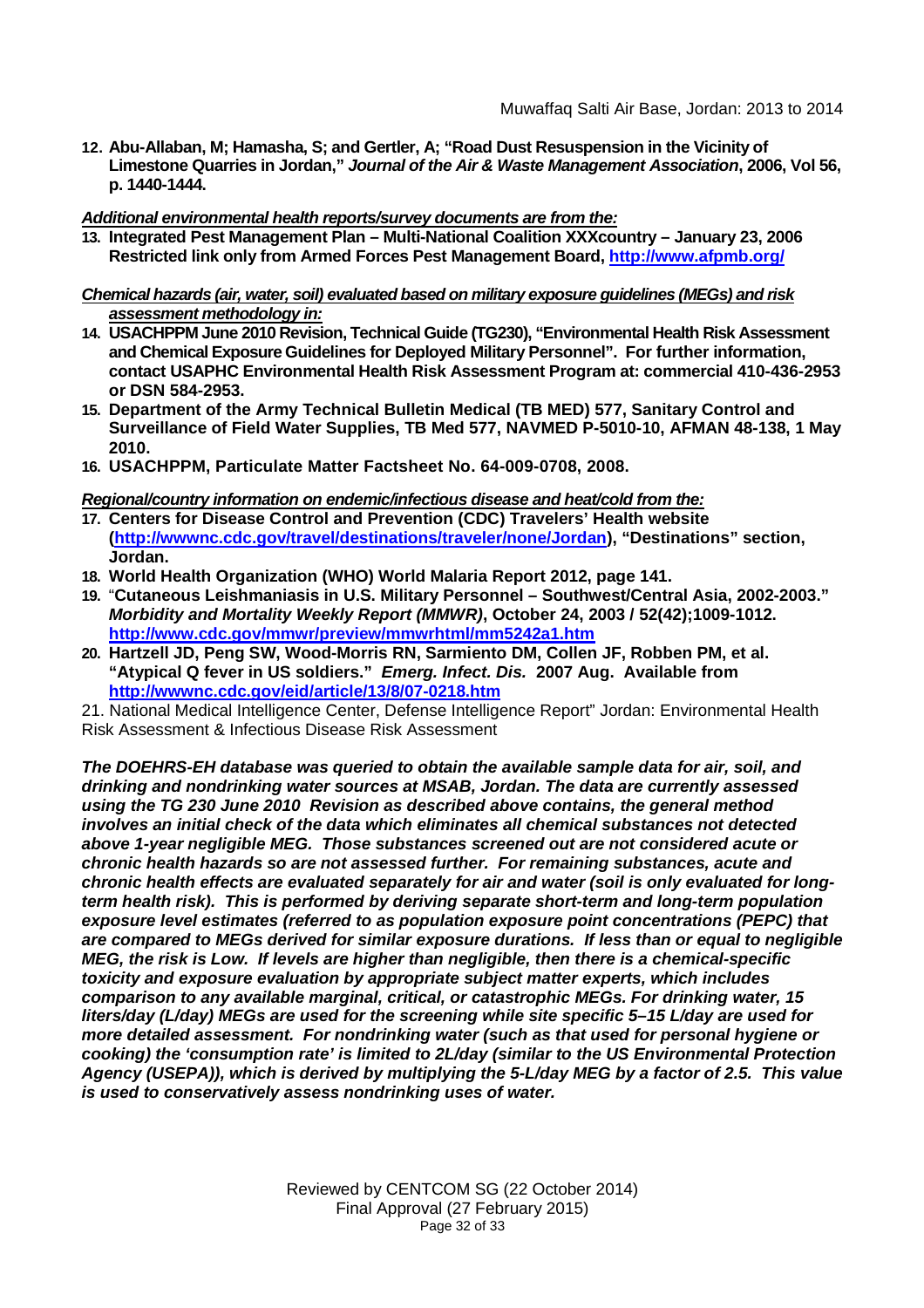12. **Abu-Allaban, M; Hamasha, S; and Gertler, A; "Road Dust Resuspension in the Vicinity of Limestone Quarries in Jordan," *Journal of the Air & Waste Management Association*, 2006, Vol 56, p. 1440-1444.**

***Additional environmental health reports/survey documents are from the:***

13. **Integrated Pest Management Plan – Multi-National Coalition XXXcountry – January 23, 2006 Restricted link only from Armed Forces Pest Management Board, http://www.afpmb.org/**

***Chemical hazards (air, water, soil) evaluated based on military exposure guidelines (MEGs) and risk assessment methodology in:***

14. **USACHPPM June 2010 Revision, Technical Guide (TG230), "Environmental Health Risk Assessment and Chemical Exposure Guidelines for Deployed Military Personnel". For further information, contact USAPHC Environmental Health Risk Assessment Program at: commercial 410-436-2953 or DSN 584-2953.**
15. **Department of the Army Technical Bulletin Medical (TB MED) 577, Sanitary Control and Surveillance of Field Water Supplies, TB Med 577, NAVMED P-5010-10, AFMAN 48-138, 1 May 2010.**
16. **USACHPPM, Particulate Matter Factsheet No. 64-009-0708, 2008.**

***Regional/country information on endemic/infectious disease and heat/cold from the:***

17. **Centers for Disease Control and Prevention (CDC) Travelers' Health website (http://wwwnc.cdc.gov/travel/destinations/traveler/none/Jordan), "Destinations" section, Jordan.**
18. **World Health Organization (WHO) World Malaria Report 2012, page 141.**
19. **"Cutaneous Leishmaniasis in U.S. Military Personnel – Southwest/Central Asia, 2002-2003." *Morbidity and Mortality Weekly Report (MMWR)*, October 24, 2003 / 52(42);1009-1012. http://www.cdc.gov/mmwr/preview/mmwrhtml/mm5242a1.htm**
20. **Hartzell JD, Peng SW, Wood-Morris RN, Sarmiento DM, Collen JF, Robben PM, et al. "Atypical Q fever in US soldiers." *Emerg. Infect. Dis.* 2007 Aug. Available from http://wwwnc.cdc.gov/eid/article/13/8/07-0218.htm**
21. National Medical Intelligence Center, Defense Intelligence Report" Jordan: Environmental Health Risk Assessment & Infectious Disease Risk Assessment

***The DOEHRS-EH database was queried to obtain the available sample data for air, soil, and drinking and nondrinking water sources at MSAB, Jordan. The data are currently assessed using the TG 230 June 2010 Revision as described above contains, the general method involves an initial check of the data which eliminates all chemical substances not detected above 1-year negligible MEG. Those substances screened out are not considered acute or chronic health hazards so are not assessed further. For remaining substances, acute and chronic health effects are evaluated separately for air and water (soil is only evaluated for long-term health risk). This is performed by deriving separate short-term and long-term population exposure level estimates (referred to as population exposure point concentrations (PEPC) that are compared to MEGs derived for similar exposure durations. If less than or equal to negligible MEG, the risk is Low. If levels are higher than negligible, then there is a chemical-specific toxicity and exposure evaluation by appropriate subject matter experts, which includes comparison to any available marginal, critical, or catastrophic MEGs. For drinking water, 15 liters/day (L/day) MEGs are used for the screening while site specific 5–15 L/day are used for more detailed assessment. For nondrinking water (such as that used for personal hygiene or cooking) the 'consumption rate' is limited to 2L/day (similar to the US Environmental Protection Agency (USEPA)), which is derived by multiplying the 5-L/day MEG by a factor of 2.5. This value is used to conservatively assess nondrinking uses of water.***

Reviewed by CENTCOM SG (22 October 2014)
Final Approval (27 February 2015)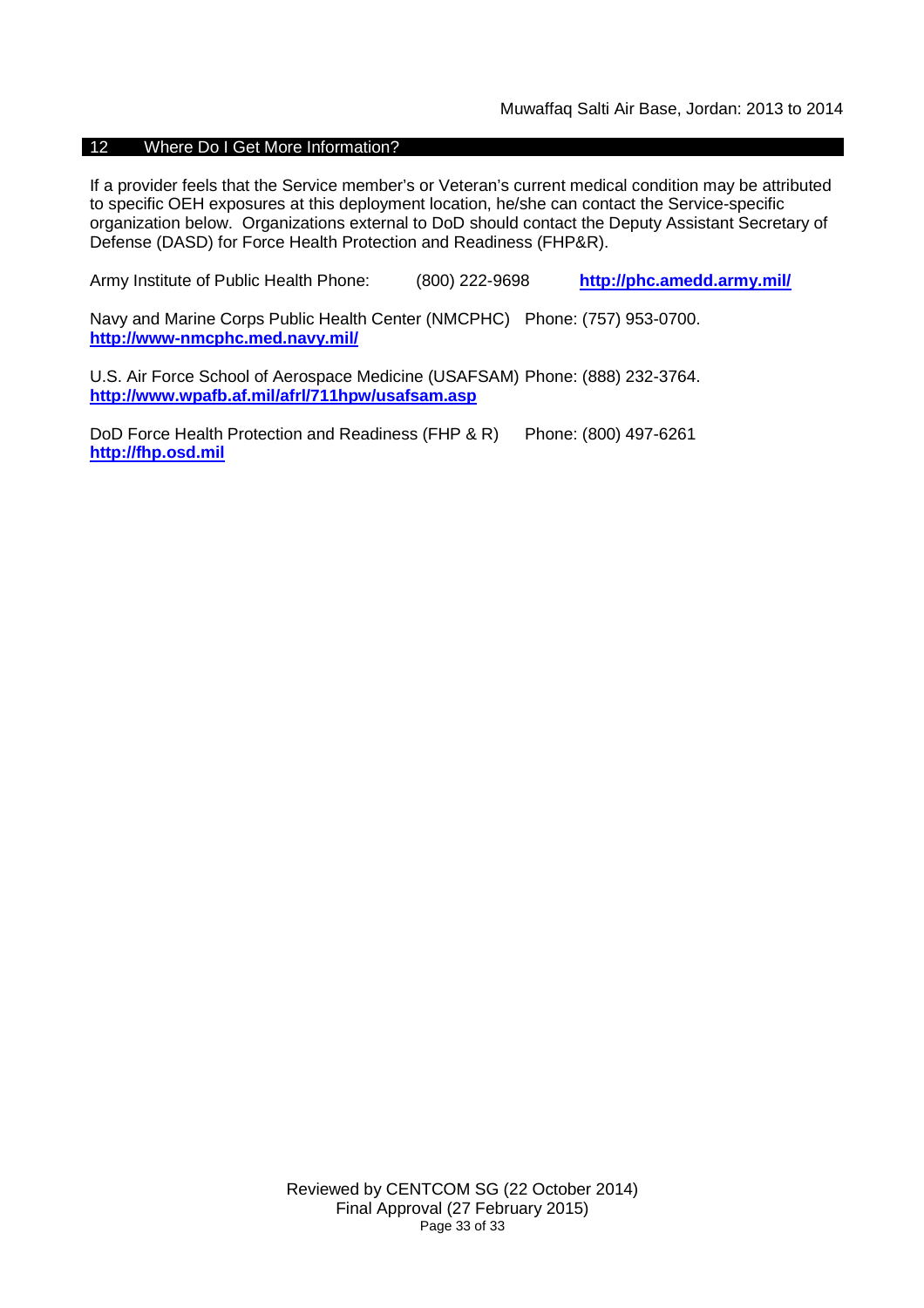## 12 Where Do I Get More Information?

If a provider feels that the Service member's or Veteran's current medical condition may be attributed to specific OEH exposures at this deployment location, he/she can contact the Service-specific organization below. Organizations external to DoD should contact the Deputy Assistant Secretary of Defense (DASD) for Force Health Protection and Readiness (FHP&R).

Army Institute of Public Health Phone: (800) 222-9698 **http://phc.amedd.army.mil/**

Navy and Marine Corps Public Health Center (NMCPHC) Phone: (757) 953-0700.
**http://www-nmcphc.med.navy.mil/**

U.S. Air Force School of Aerospace Medicine (USAFSAM) Phone: (888) 232-3764.
**http://www.wpafb.af.mil/afrl/711hpw/usafsam.asp**

DoD Force Health Protection and Readiness (FHP & R) Phone: (800) 497-6261
**http://fhp.osd.mil**